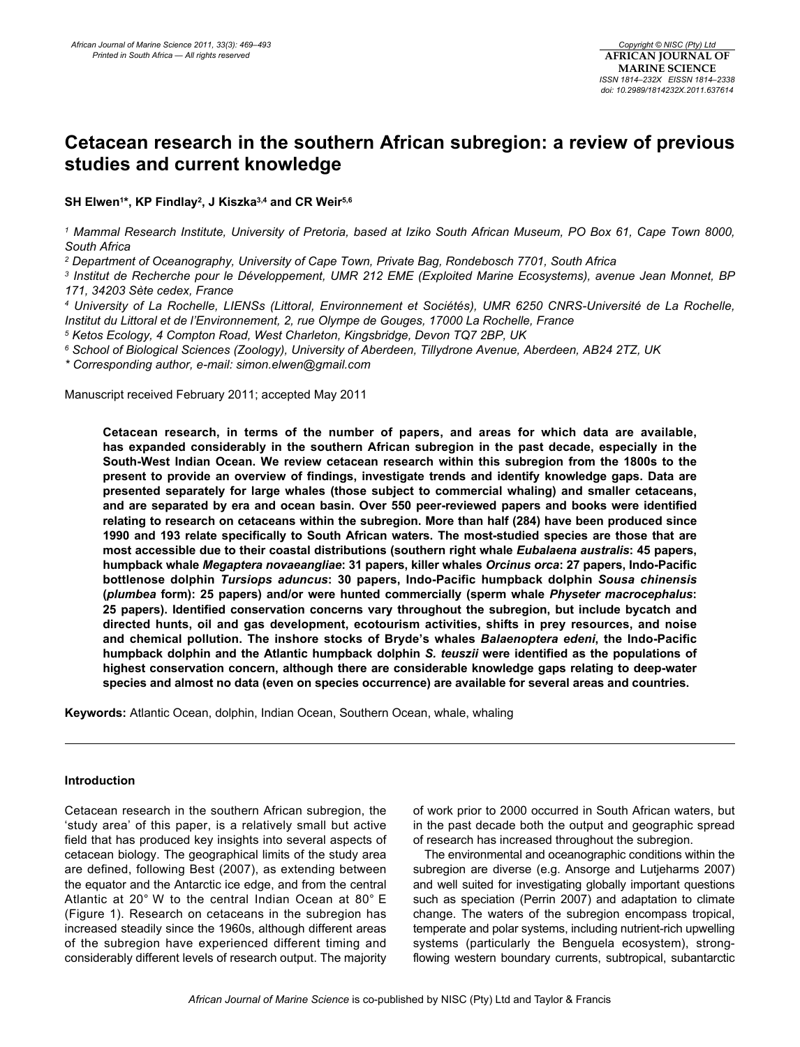# Cetacean research in the southern African subregion: a review of previous studies and current knowledge

**SH Elwen[1]*, KP Findlay[2], J Kiszka[3,4] and CR Weir[5,6]**

*[1] Mammal Research Institute, University of Pretoria, based at Iziko South African Museum, PO Box 61, Cape Town 8000, South Africa*
*[2] Department of Oceanography, University of Cape Town, Private Bag, Rondebosch 7701, South Africa*
*[3] Institut de Recherche pour le Développement, UMR 212 EME (Exploited Marine Ecosystems), avenue Jean Monnet, BP 171, 34203 Sète cedex, France*
*[4] University of La Rochelle, LIENSs (Littoral, Environnement et Sociétés), UMR 6250 CNRS-Université de La Rochelle, Institut du Littoral et de l'Environnement, 2, rue Olympe de Gouges, 17000 La Rochelle, France*
*[5] Ketos Ecology, 4 Compton Road, West Charleton, Kingsbridge, Devon TQ7 2BP, UK*
*[6] School of Biological Sciences (Zoology), University of Aberdeen, Tillydrone Avenue, Aberdeen, AB24 2TZ, UK*
*\* Corresponding author, e-mail: simon.elwen@gmail.com*

Manuscript received February 2011; accepted May 2011

**Cetacean research, in terms of the number of papers, and areas for which data are available, has expanded considerably in the southern African subregion in the past decade, especially in the South-West Indian Ocean. We review cetacean research within this subregion from the 1800s to the present to provide an overview of findings, investigate trends and identify knowledge gaps. Data are presented separately for large whales (those subject to commercial whaling) and smaller cetaceans, and are separated by era and ocean basin. Over 550 peer-reviewed papers and books were identified relating to research on cetaceans within the subregion. More than half (284) have been produced since 1990 and 193 relate specifically to South African waters. The most-studied species are those that are most accessible due to their coastal distributions (southern right whale *Eubalaena australis*: 45 papers, humpback whale *Megaptera novaeangliae*: 31 papers, killer whales *Orcinus orca*: 27 papers, Indo-Pacific bottlenose dolphin *Tursiops aduncus*: 30 papers, Indo-Pacific humpback dolphin *Sousa chinensis* (*plumbea* form): 25 papers) and/or were hunted commercially (sperm whale *Physeter macrocephalus*: 25 papers). Identified conservation concerns vary throughout the subregion, but include bycatch and directed hunts, oil and gas development, ecotourism activities, shifts in prey resources, and noise and chemical pollution. The inshore stocks of Bryde's whales *Balaenoptera edeni*, the Indo-Pacific humpback dolphin and the Atlantic humpback dolphin *S. teuszii* were identified as the populations of highest conservation concern, although there are considerable knowledge gaps relating to deep-water species and almost no data (even on species occurrence) are available for several areas and countries.**

**Keywords:** Atlantic Ocean, dolphin, Indian Ocean, Southern Ocean, whale, whaling

## Introduction

Cetacean research in the southern African subregion, the 'study area' of this paper, is a relatively small but active field that has produced key insights into several aspects of cetacean biology. The geographical limits of the study area are defined, following Best (2007), as extending between the equator and the Antarctic ice edge, and from the central Atlantic at 20° W to the central Indian Ocean at 80° E (Figure 1). Research on cetaceans in the subregion has increased steadily since the 1960s, although different areas of the subregion have experienced different timing and considerably different levels of research output. The majority of work prior to 2000 occurred in South African waters, but in the past decade both the output and geographic spread of research has increased throughout the subregion.

The environmental and oceanographic conditions within the subregion are diverse (e.g. Ansorge and Lutjeharms 2007) and well suited for investigating globally important questions such as speciation (Perrin 2007) and adaptation to climate change. The waters of the subregion encompass tropical, temperate and polar systems, including nutrient-rich upwelling systems (particularly the Benguela ecosystem), strong-flowing western boundary currents, subtropical, subantarctic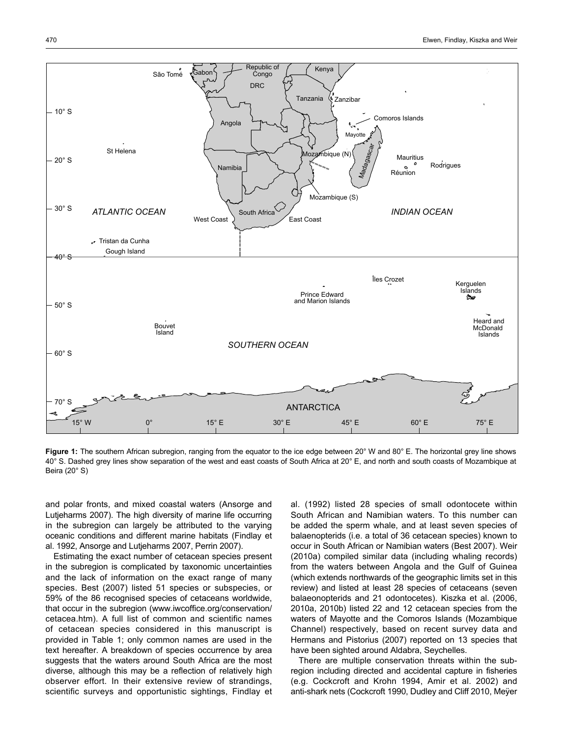**Figure 1:** The southern African subregion, ranging from the equator to the ice edge between 20° W and 80° E. The horizontal grey line shows 40° S. Dashed grey lines show separation of the west and east coasts of South Africa at 20° E, and north and south coasts of Mozambique at Beira (20° S)

and polar fronts, and mixed coastal waters (Ansorge and Lutjeharms 2007). The high diversity of marine life occurring in the subregion can largely be attributed to the varying oceanic conditions and different marine habitats (Findlay et al. 1992, Ansorge and Lutjeharms 2007, Perrin 2007).

Estimating the exact number of cetacean species present in the subregion is complicated by taxonomic uncertainties and the lack of information on the exact range of many species. Best (2007) listed 51 species or subspecies, or 59% of the 86 recognised species of cetaceans worldwide, that occur in the subregion (www.iwcoffice.org/conservation/cetacea.htm). A full list of common and scientific names of cetacean species considered in this manuscript is provided in Table 1; only common names are used in the text hereafter. A breakdown of species occurrence by area suggests that the waters around South Africa are the most diverse, although this may be a reflection of relatively high observer effort. In their extensive review of strandings, scientific surveys and opportunistic sightings, Findlay et al. (1992) listed 28 species of small odontocete within South African and Namibian waters. To this number can be added the sperm whale, and at least seven species of balaenopterids (i.e. a total of 36 cetacean species) known to occur in South African or Namibian waters (Best 2007). Weir (2010a) compiled similar data (including whaling records) from the waters between Angola and the Gulf of Guinea (which extends northwards of the geographic limits set in this review) and listed at least 28 species of cetaceans (seven balaeonopterids and 21 odontocetes). Kiszka et al. (2006, 2010a, 2010b) listed 22 and 12 cetacean species from the waters of Mayotte and the Comoros Islands (Mozambique Channel) respectively, based on recent survey data and Hermans and Pistorius (2007) reported on 13 species that have been sighted around Aldabra, Seychelles.

There are multiple conservation threats within the subregion including directed and accidental capture in fisheries (e.g. Cockcroft and Krohn 1994, Amir et al. 2002) and anti-shark nets (Cockcroft 1990, Dudley and Cliff 2010, Meÿer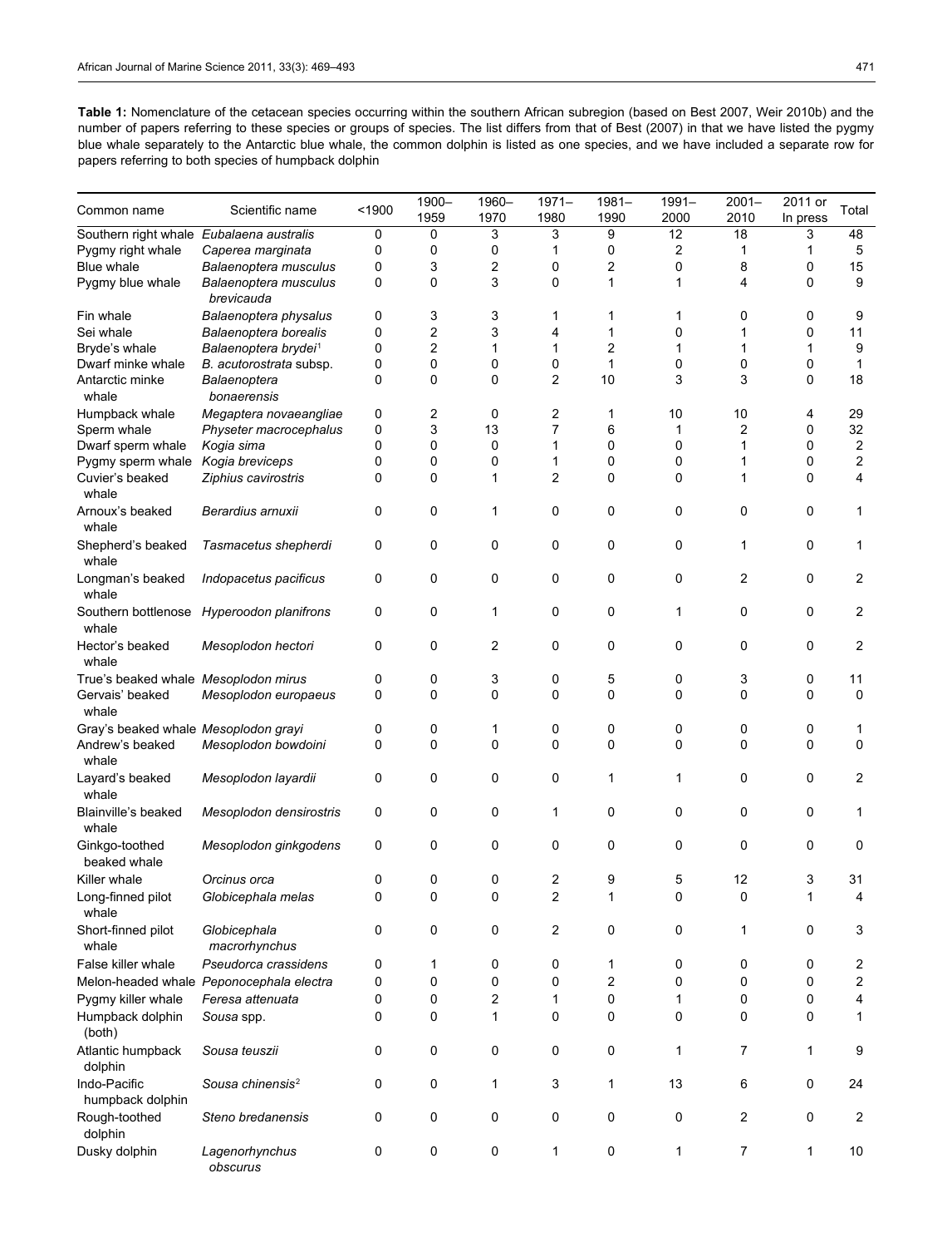**Table 1:** Nomenclature of the cetacean species occurring within the southern African subregion (based on Best 2007, Weir 2010b) and the number of papers referring to these species or groups of species. The list differs from that of Best (2007) in that we have listed the pygmy blue whale separately to the Antarctic blue whale, the common dolphin is listed as one species, and we have included a separate row for papers referring to both species of humpback dolphin

| Common name | Scientific name | <1900 | 1900–1959 | 1960–1970 | 1971–1980 | 1981–1990 | 1991–2000 | 2001–2010 | 2011 or In press | Total |
|---|---|---|---|---|---|---|---|---|---|---|
| Southern right whale | *Eubalaena australis* | 0 | 0 | 3 | 3 | 9 | 12 | 18 | 3 | 48 |
| Pygmy right whale | *Caperea marginata* | 0 | 0 | 0 | 1 | 0 | 2 | 1 | 1 | 5 |
| Blue whale | *Balaenoptera musculus* | 0 | 3 | 2 | 0 | 2 | 0 | 8 | 0 | 15 |
| Pygmy blue whale | *Balaenoptera musculus brevicauda* | 0 | 0 | 3 | 0 | 1 | 1 | 4 | 0 | 9 |
| Fin whale | *Balaenoptera physalus* | 0 | 3 | 3 | 1 | 1 | 1 | 0 | 0 | 9 |
| Sei whale | *Balaenoptera borealis* | 0 | 2 | 3 | 4 | 1 | 0 | 1 | 0 | 11 |
| Bryde's whale | *Balaenoptera brydei*[1] | 0 | 2 | 1 | 1 | 2 | 1 | 1 | 1 | 9 |
| Dwarf minke whale | *B. acutorostrata* subsp. | 0 | 0 | 0 | 0 | 1 | 0 | 0 | 0 | 1 |
| Antarctic minke whale | *Balaenoptera bonaerensis* | 0 | 0 | 0 | 2 | 10 | 3 | 3 | 0 | 18 |
| Humpback whale | *Megaptera novaeangliae* | 0 | 2 | 0 | 2 | 1 | 10 | 10 | 4 | 29 |
| Sperm whale | *Physeter macrocephalus* | 0 | 3 | 13 | 7 | 6 | 1 | 2 | 0 | 32 |
| Dwarf sperm whale | *Kogia sima* | 0 | 0 | 0 | 1 | 0 | 0 | 1 | 0 | 2 |
| Pygmy sperm whale | *Kogia breviceps* | 0 | 0 | 0 | 1 | 0 | 0 | 1 | 0 | 2 |
| Cuvier's beaked whale | *Ziphius cavirostris* | 0 | 0 | 1 | 2 | 0 | 0 | 1 | 0 | 4 |
| Arnoux's beaked whale | *Berardius arnuxii* | 0 | 0 | 1 | 0 | 0 | 0 | 0 | 0 | 1 |
| Shepherd's beaked whale | *Tasmacetus shepherdi* | 0 | 0 | 0 | 0 | 0 | 0 | 1 | 0 | 1 |
| Longman's beaked whale | *Indopacetus pacificus* | 0 | 0 | 0 | 0 | 0 | 0 | 2 | 0 | 2 |
| Southern bottlenose whale | *Hyperoodon planifrons* | 0 | 0 | 1 | 0 | 0 | 1 | 0 | 0 | 2 |
| Hector's beaked whale | *Mesoplodon hectori* | 0 | 0 | 2 | 0 | 0 | 0 | 0 | 0 | 2 |
| True's beaked whale | *Mesoplodon mirus* | 0 | 0 | 3 | 0 | 5 | 0 | 3 | 0 | 11 |
| Gervais' beaked whale | *Mesoplodon europaeus* | 0 | 0 | 0 | 0 | 0 | 0 | 0 | 0 | 0 |
| Gray's beaked whale | *Mesoplodon grayi* | 0 | 0 | 1 | 0 | 0 | 0 | 0 | 0 | 1 |
| Andrew's beaked whale | *Mesoplodon bowdoini* | 0 | 0 | 0 | 0 | 0 | 0 | 0 | 0 | 0 |
| Layard's beaked whale | *Mesoplodon layardii* | 0 | 0 | 0 | 0 | 1 | 1 | 0 | 0 | 2 |
| Blainville's beaked whale | *Mesoplodon densirostris* | 0 | 0 | 0 | 1 | 0 | 0 | 0 | 0 | 1 |
| Ginkgo-toothed beaked whale | *Mesoplodon ginkgodens* | 0 | 0 | 0 | 0 | 0 | 0 | 0 | 0 | 0 |
| Killer whale | *Orcinus orca* | 0 | 0 | 0 | 2 | 9 | 5 | 12 | 3 | 31 |
| Long-finned pilot whale | *Globicephala melas* | 0 | 0 | 0 | 2 | 1 | 0 | 0 | 1 | 4 |
| Short-finned pilot whale | *Globicephala macrorhynchus* | 0 | 0 | 0 | 2 | 0 | 0 | 1 | 0 | 3 |
| False killer whale | *Pseudorca crassidens* | 0 | 1 | 0 | 0 | 1 | 0 | 0 | 0 | 2 |
| Melon-headed whale | *Peponocephala electra* | 0 | 0 | 0 | 0 | 2 | 0 | 0 | 0 | 2 |
| Pygmy killer whale | *Feresa attenuata* | 0 | 0 | 2 | 1 | 0 | 1 | 0 | 0 | 4 |
| Humpback dolphin (both) | *Sousa* spp. | 0 | 0 | 1 | 0 | 0 | 0 | 0 | 0 | 1 |
| Atlantic humpback dolphin | *Sousa teuszii* | 0 | 0 | 0 | 0 | 0 | 1 | 7 | 1 | 9 |
| Indo-Pacific humpback dolphin | *Sousa chinensis*[2] | 0 | 0 | 1 | 3 | 1 | 13 | 6 | 0 | 24 |
| Rough-toothed dolphin | *Steno bredanensis* | 0 | 0 | 0 | 0 | 0 | 0 | 2 | 0 | 2 |
| Dusky dolphin | *Lagenorhynchus obscurus* | 0 | 0 | 0 | 1 | 0 | 1 | 7 | 1 | 10 |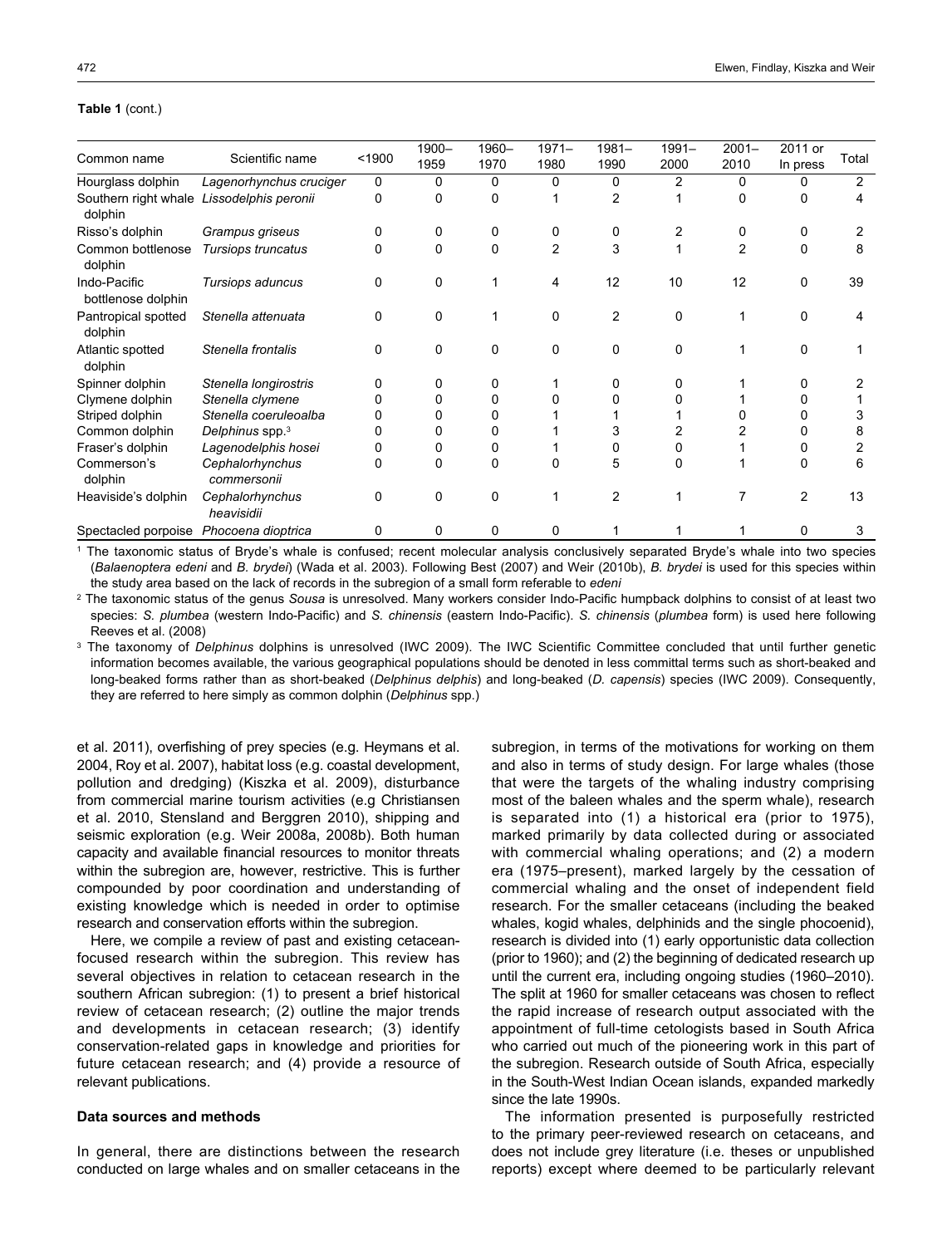**Table 1** (cont.)

| Common name | Scientific name | <1900 | 1900–1959 | 1960–1970 | 1971–1980 | 1981–1990 | 1991–2000 | 2001–2010 | 2011 or In press | Total |
|---|---|---|---|---|---|---|---|---|---|---|
| Hourglass dolphin | *Lagenorhynchus cruciger* | 0 | 0 | 0 | 0 | 0 | 2 | 0 | 0 | 2 |
| Southern right whale dolphin | *Lissodelphis peronii* | 0 | 0 | 0 | 1 | 2 | 1 | 0 | 0 | 4 |
| Risso's dolphin | *Grampus griseus* | 0 | 0 | 0 | 0 | 0 | 2 | 0 | 0 | 2 |
| Common bottlenose dolphin | *Tursiops truncatus* | 0 | 0 | 0 | 2 | 3 | 1 | 2 | 0 | 8 |
| Indo-Pacific bottlenose dolphin | *Tursiops aduncus* | 0 | 0 | 1 | 4 | 12 | 10 | 12 | 0 | 39 |
| Pantropical spotted dolphin | *Stenella attenuata* | 0 | 0 | 1 | 0 | 2 | 0 | 1 | 0 | 4 |
| Atlantic spotted dolphin | *Stenella frontalis* | 0 | 0 | 0 | 0 | 0 | 0 | 1 | 0 | 1 |
| Spinner dolphin | *Stenella longirostris* | 0 | 0 | 0 | 1 | 0 | 0 | 1 | 0 | 2 |
| Clymene dolphin | *Stenella clymene* | 0 | 0 | 0 | 0 | 0 | 0 | 1 | 0 | 1 |
| Striped dolphin | *Stenella coeruleoalba* | 0 | 0 | 0 | 1 | 1 | 1 | 0 | 0 | 3 |
| Common dolphin | *Delphinus* spp.[3] | 0 | 0 | 0 | 1 | 3 | 2 | 2 | 0 | 8 |
| Fraser's dolphin | *Lagenodelphis hosei* | 0 | 0 | 0 | 1 | 0 | 0 | 1 | 0 | 2 |
| Commerson's dolphin | *Cephalorhynchus commersonii* | 0 | 0 | 0 | 0 | 5 | 0 | 1 | 0 | 6 |
| Heaviside's dolphin | *Cephalorhynchus heavisidii* | 0 | 0 | 0 | 1 | 2 | 1 | 7 | 2 | 13 |
| Spectacled porpoise | *Phocoena dioptrica* | 0 | 0 | 0 | 0 | 1 | 1 | 1 | 0 | 3 |

[1] The taxonomic status of Bryde's whale is confused; recent molecular analysis conclusively separated Bryde's whale into two species (*Balaenoptera edeni* and *B. brydei*) (Wada et al. 2003). Following Best (2007) and Weir (2010b), *B. brydei* is used for this species within the study area based on the lack of records in the subregion of a small form referable to *edeni*

[2] The taxonomic status of the genus *Sousa* is unresolved. Many workers consider Indo-Pacific humpback dolphins to consist of at least two species: *S. plumbea* (western Indo-Pacific) and *S. chinensis* (eastern Indo-Pacific). *S. chinensis* (*plumbea* form) is used here following Reeves et al. (2008)

[3] The taxonomy of *Delphinus* dolphins is unresolved (IWC 2009). The IWC Scientific Committee concluded that until further genetic information becomes available, the various geographical populations should be denoted in less committal terms such as short-beaked and long-beaked forms rather than as short-beaked (*Delphinus delphis*) and long-beaked (*D. capensis*) species (IWC 2009). Consequently, they are referred to here simply as common dolphin (*Delphinus* spp.)

et al. 2011), overfishing of prey species (e.g. Heymans et al. 2004, Roy et al. 2007), habitat loss (e.g. coastal development, pollution and dredging) (Kiszka et al. 2009), disturbance from commercial marine tourism activities (e.g Christiansen et al. 2010, Stensland and Berggren 2010), shipping and seismic exploration (e.g. Weir 2008a, 2008b). Both human capacity and available financial resources to monitor threats within the subregion are, however, restrictive. This is further compounded by poor coordination and understanding of existing knowledge which is needed in order to optimise research and conservation efforts within the subregion.

Here, we compile a review of past and existing cetacean-focused research within the subregion. This review has several objectives in relation to cetacean research in the southern African subregion: (1) to present a brief historical review of cetacean research; (2) outline the major trends and developments in cetacean research; (3) identify conservation-related gaps in knowledge and priorities for future cetacean research; and (4) provide a resource of relevant publications.

## Data sources and methods

In general, there are distinctions between the research conducted on large whales and on smaller cetaceans in the subregion, in terms of the motivations for working on them and also in terms of study design. For large whales (those that were the targets of the whaling industry comprising most of the baleen whales and the sperm whale), research is separated into (1) a historical era (prior to 1975), marked primarily by data collected during or associated with commercial whaling operations; and (2) a modern era (1975–present), marked largely by the cessation of commercial whaling and the onset of independent field research. For the smaller cetaceans (including the beaked whales, kogid whales, delphinids and the single phocoenid), research is divided into (1) early opportunistic data collection (prior to 1960); and (2) the beginning of dedicated research up until the current era, including ongoing studies (1960–2010). The split at 1960 for smaller cetaceans was chosen to reflect the rapid increase of research output associated with the appointment of full-time cetologists based in South Africa who carried out much of the pioneering work in this part of the subregion. Research outside of South Africa, especially in the South-West Indian Ocean islands, expanded markedly since the late 1990s.

The information presented is purposefully restricted to the primary peer-reviewed research on cetaceans, and does not include grey literature (i.e. theses or unpublished reports) except where deemed to be particularly relevant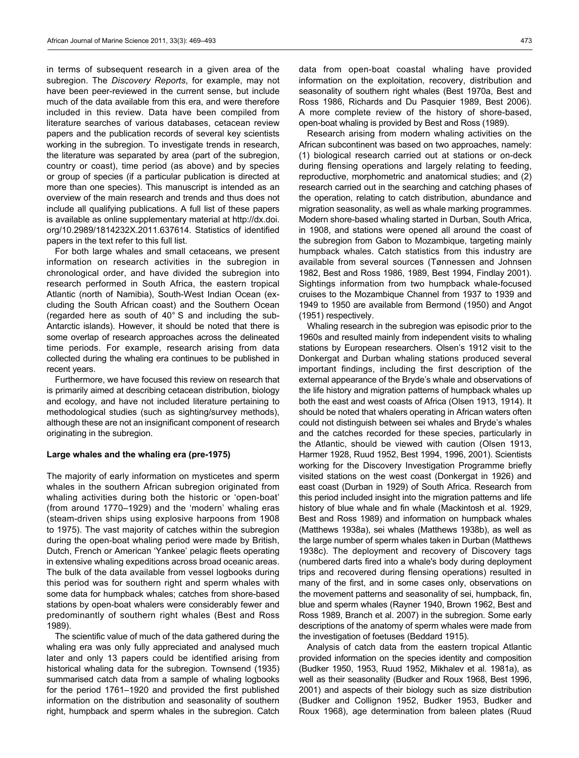in terms of subsequent research in a given area of the subregion. The *Discovery Reports*, for example, may not have been peer-reviewed in the current sense, but include much of the data available from this era, and were therefore included in this review. Data have been compiled from literature searches of various databases, cetacean review papers and the publication records of several key scientists working in the subregion. To investigate trends in research, the literature was separated by area (part of the subregion, country or coast), time period (as above) and by species or group of species (if a particular publication is directed at more than one species). This manuscript is intended as an overview of the main research and trends and thus does not include all qualifying publications. A full list of these papers is available as online supplementary material at http://dx.doi.org/10.2989/1814232X.2011.637614. Statistics of identified papers in the text refer to this full list.

For both large whales and small cetaceans, we present information on research activities in the subregion in chronological order, and have divided the subregion into research performed in South Africa, the eastern tropical Atlantic (north of Namibia), South-West Indian Ocean (excluding the South African coast) and the Southern Ocean (regarded here as south of 40° S and including the sub-Antarctic islands). However, it should be noted that there is some overlap of research approaches across the delineated time periods. For example, research arising from data collected during the whaling era continues to be published in recent years.

Furthermore, we have focused this review on research that is primarily aimed at describing cetacean distribution, biology and ecology, and have not included literature pertaining to methodological studies (such as sighting/survey methods), although these are not an insignificant component of research originating in the subregion.

## Large whales and the whaling era (pre-1975)

The majority of early information on mysticetes and sperm whales in the southern African subregion originated from whaling activities during both the historic or 'open-boat' (from around 1770–1929) and the 'modern' whaling eras (steam-driven ships using explosive harpoons from 1908 to 1975). The vast majority of catches within the subregion during the open-boat whaling period were made by British, Dutch, French or American 'Yankee' pelagic fleets operating in extensive whaling expeditions across broad oceanic areas. The bulk of the data available from vessel logbooks during this period was for southern right and sperm whales with some data for humpback whales; catches from shore-based stations by open-boat whalers were considerably fewer and predominantly of southern right whales (Best and Ross 1989).

The scientific value of much of the data gathered during the whaling era was only fully appreciated and analysed much later and only 13 papers could be identified arising from historical whaling data for the subregion. Townsend (1935) summarised catch data from a sample of whaling logbooks for the period 1761–1920 and provided the first published information on the distribution and seasonality of southern right, humpback and sperm whales in the subregion. Catch data from open-boat coastal whaling have provided information on the exploitation, recovery, distribution and seasonality of southern right whales (Best 1970a, Best and Ross 1986, Richards and Du Pasquier 1989, Best 2006). A more complete review of the history of shore-based, open-boat whaling is provided by Best and Ross (1989).

Research arising from modern whaling activities on the African subcontinent was based on two approaches, namely: (1) biological research carried out at stations or on-deck during flensing operations and largely relating to feeding, reproductive, morphometric and anatomical studies; and (2) research carried out in the searching and catching phases of the operation, relating to catch distribution, abundance and migration seasonality, as well as whale marking programmes. Modern shore-based whaling started in Durban, South Africa, in 1908, and stations were opened all around the coast of the subregion from Gabon to Mozambique, targeting mainly humpback whales. Catch statistics from this industry are available from several sources (Tønnessen and Johnsen 1982, Best and Ross 1986, 1989, Best 1994, Findlay 2001). Sightings information from two humpback whale-focused cruises to the Mozambique Channel from 1937 to 1939 and 1949 to 1950 are available from Bermond (1950) and Angot (1951) respectively.

Whaling research in the subregion was episodic prior to the 1960s and resulted mainly from independent visits to whaling stations by European researchers. Olsen's 1912 visit to the Donkergat and Durban whaling stations produced several important findings, including the first description of the external appearance of the Bryde's whale and observations of the life history and migration patterns of humpback whales up both the east and west coasts of Africa (Olsen 1913, 1914). It should be noted that whalers operating in African waters often could not distinguish between sei whales and Bryde's whales and the catches recorded for these species, particularly in the Atlantic, should be viewed with caution (Olsen 1913, Harmer 1928, Ruud 1952, Best 1994, 1996, 2001). Scientists working for the Discovery Investigation Programme briefly visited stations on the west coast (Donkergat in 1926) and east coast (Durban in 1929) of South Africa. Research from this period included insight into the migration patterns and life history of blue whale and fin whale (Mackintosh et al. 1929, Best and Ross 1989) and information on humpback whales (Matthews 1938a), sei whales (Matthews 1938b), as well as the large number of sperm whales taken in Durban (Matthews 1938c). The deployment and recovery of Discovery tags (numbered darts fired into a whale's body during deployment trips and recovered during flensing operations) resulted in many of the first, and in some cases only, observations on the movement patterns and seasonality of sei, humpback, fin, blue and sperm whales (Rayner 1940, Brown 1962, Best and Ross 1989, Branch et al. 2007) in the subregion. Some early descriptions of the anatomy of sperm whales were made from the investigation of foetuses (Beddard 1915).

Analysis of catch data from the eastern tropical Atlantic provided information on the species identity and composition (Budker 1950, 1953, Ruud 1952, Mikhalev et al. 1981a), as well as their seasonality (Budker and Roux 1968, Best 1996, 2001) and aspects of their biology such as size distribution (Budker and Collignon 1952, Budker 1953, Budker and Roux 1968), age determination from baleen plates (Ruud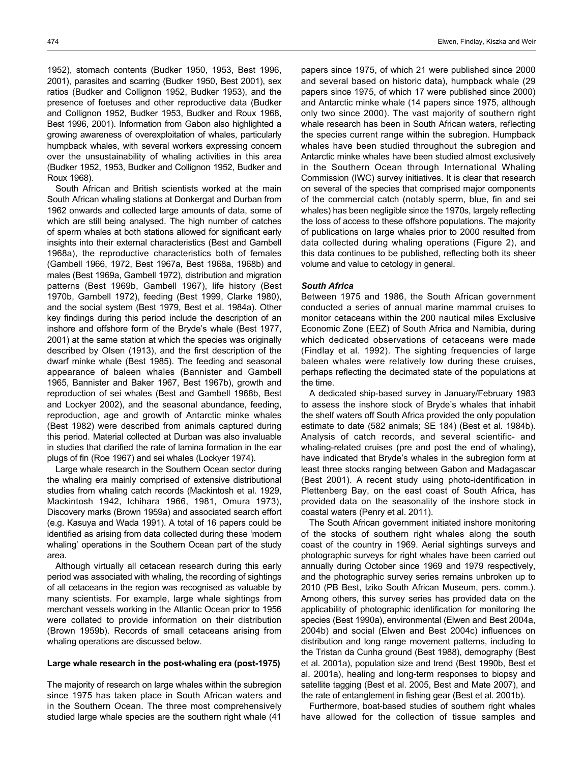1952), stomach contents (Budker 1950, 1953, Best 1996, 2001), parasites and scarring (Budker 1950, Best 2001), sex ratios (Budker and Collignon 1952, Budker 1953), and the presence of foetuses and other reproductive data (Budker and Collignon 1952, Budker 1953, Budker and Roux 1968, Best 1996, 2001). Information from Gabon also highlighted a growing awareness of overexploitation of whales, particularly humpback whales, with several workers expressing concern over the unsustainability of whaling activities in this area (Budker 1952, 1953, Budker and Collignon 1952, Budker and Roux 1968).

South African and British scientists worked at the main South African whaling stations at Donkergat and Durban from 1962 onwards and collected large amounts of data, some of which are still being analysed. The high number of catches of sperm whales at both stations allowed for significant early insights into their external characteristics (Best and Gambell 1968a), the reproductive characteristics both of females (Gambell 1966, 1972, Best 1967a, Best 1968a, 1968b) and males (Best 1969a, Gambell 1972), distribution and migration patterns (Best 1969b, Gambell 1967), life history (Best 1970b, Gambell 1972), feeding (Best 1999, Clarke 1980), and the social system (Best 1979, Best et al. 1984a). Other key findings during this period include the description of an inshore and offshore form of the Bryde's whale (Best 1977, 2001) at the same station at which the species was originally described by Olsen (1913), and the first description of the dwarf minke whale (Best 1985). The feeding and seasonal appearance of baleen whales (Bannister and Gambell 1965, Bannister and Baker 1967, Best 1967b), growth and reproduction of sei whales (Best and Gambell 1968b, Best and Lockyer 2002), and the seasonal abundance, feeding, reproduction, age and growth of Antarctic minke whales (Best 1982) were described from animals captured during this period. Material collected at Durban was also invaluable in studies that clarified the rate of lamina formation in the ear plugs of fin (Roe 1967) and sei whales (Lockyer 1974).

Large whale research in the Southern Ocean sector during the whaling era mainly comprised of extensive distributional studies from whaling catch records (Mackintosh et al. 1929, Mackintosh 1942, Ichihara 1966, 1981, Omura 1973), Discovery marks (Brown 1959a) and associated search effort (e.g. Kasuya and Wada 1991). A total of 16 papers could be identified as arising from data collected during these 'modern whaling' operations in the Southern Ocean part of the study area.

Although virtually all cetacean research during this early period was associated with whaling, the recording of sightings of all cetaceans in the region was recognised as valuable by many scientists. For example, large whale sightings from merchant vessels working in the Atlantic Ocean prior to 1956 were collated to provide information on their distribution (Brown 1959b). Records of small cetaceans arising from whaling operations are discussed below.

## Large whale research in the post-whaling era (post-1975)

The majority of research on large whales within the subregion since 1975 has taken place in South African waters and in the Southern Ocean. The three most comprehensively studied large whale species are the southern right whale (41 papers since 1975, of which 21 were published since 2000 and several based on historic data), humpback whale (29 papers since 1975, of which 17 were published since 2000) and Antarctic minke whale (14 papers since 1975, although only two since 2000). The vast majority of southern right whale research has been in South African waters, reflecting the species current range within the subregion. Humpback whales have been studied throughout the subregion and Antarctic minke whales have been studied almost exclusively in the Southern Ocean through International Whaling Commission (IWC) survey initiatives. It is clear that research on several of the species that comprised major components of the commercial catch (notably sperm, blue, fin and sei whales) has been negligible since the 1970s, largely reflecting the loss of access to these offshore populations. The majority of publications on large whales prior to 2000 resulted from data collected during whaling operations (Figure 2), and this data continues to be published, reflecting both its sheer volume and value to cetology in general.

### *South Africa*

Between 1975 and 1986, the South African government conducted a series of annual marine mammal cruises to monitor cetaceans within the 200 nautical miles Exclusive Economic Zone (EEZ) of South Africa and Namibia, during which dedicated observations of cetaceans were made (Findlay et al. 1992). The sighting frequencies of large baleen whales were relatively low during these cruises, perhaps reflecting the decimated state of the populations at the time.

A dedicated ship-based survey in January/February 1983 to assess the inshore stock of Bryde's whales that inhabit the shelf waters off South Africa provided the only population estimate to date (582 animals; SE 184) (Best et al. 1984b). Analysis of catch records, and several scientific- and whaling-related cruises (pre and post the end of whaling), have indicated that Bryde's whales in the subregion form at least three stocks ranging between Gabon and Madagascar (Best 2001). A recent study using photo-identification in Plettenberg Bay, on the east coast of South Africa, has provided data on the seasonality of the inshore stock in coastal waters (Penry et al. 2011).

The South African government initiated inshore monitoring of the stocks of southern right whales along the south coast of the country in 1969. Aerial sightings surveys and photographic surveys for right whales have been carried out annually during October since 1969 and 1979 respectively, and the photographic survey series remains unbroken up to 2010 (PB Best, Iziko South African Museum, pers. comm.). Among others, this survey series has provided data on the applicability of photographic identification for monitoring the species (Best 1990a), environmental (Elwen and Best 2004a, 2004b) and social (Elwen and Best 2004c) influences on distribution and long range movement patterns, including to the Tristan da Cunha ground (Best 1988), demography (Best et al. 2001a), population size and trend (Best 1990b, Best et al. 2001a), healing and long-term responses to biopsy and satellite tagging (Best et al. 2005, Best and Mate 2007), and the rate of entanglement in fishing gear (Best et al. 2001b).

Furthermore, boat-based studies of southern right whales have allowed for the collection of tissue samples and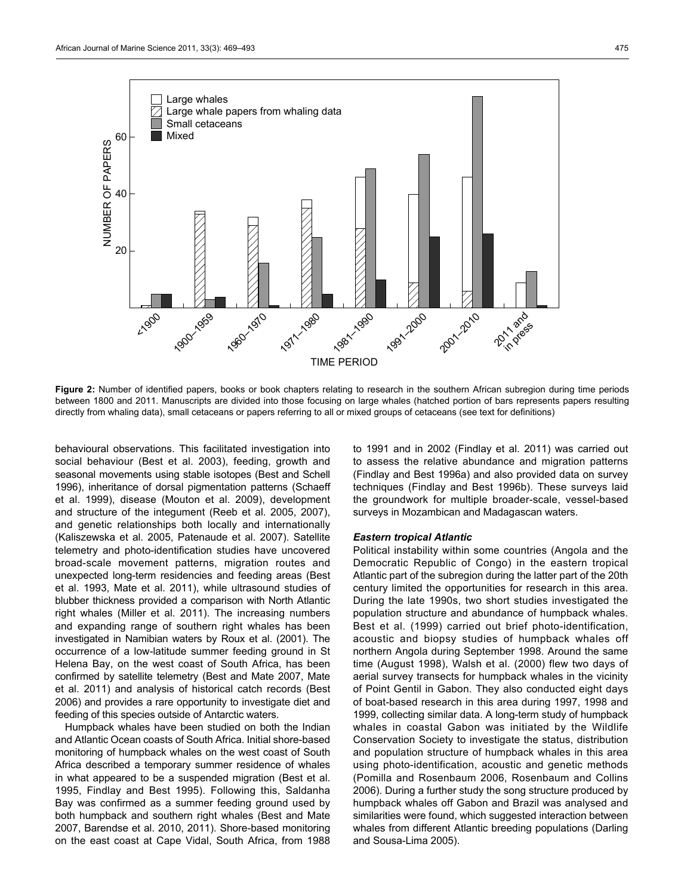Figure 2: Number of identified papers, books or book chapters relating to research in the southern African subregion during time periods between 1800 and 2011. Manuscripts are divided into those focusing on large whales (hatched portion of bars represents papers resulting directly from whaling data), small cetaceans or papers referring to all or mixed groups of cetaceans (see text for definitions)

behavioural observations. This facilitated investigation into social behaviour (Best et al. 2003), feeding, growth and seasonal movements using stable isotopes (Best and Schell 1996), inheritance of dorsal pigmentation patterns (Schaeff et al. 1999), disease (Mouton et al. 2009), development and structure of the integument (Reeb et al. 2005, 2007), and genetic relationships both locally and internationally (Kaliszewska et al. 2005, Patenaude et al. 2007). Satellite telemetry and photo-identification studies have uncovered broad-scale movement patterns, migration routes and unexpected long-term residencies and feeding areas (Best et al. 1993, Mate et al. 2011), while ultrasound studies of blubber thickness provided a comparison with North Atlantic right whales (Miller et al. 2011). The increasing numbers and expanding range of southern right whales has been investigated in Namibian waters by Roux et al. (2001). The occurrence of a low-latitude summer feeding ground in St Helena Bay, on the west coast of South Africa, has been confirmed by satellite telemetry (Best and Mate 2007, Mate et al. 2011) and analysis of historical catch records (Best 2006) and provides a rare opportunity to investigate diet and feeding of this species outside of Antarctic waters.

Humpback whales have been studied on both the Indian and Atlantic Ocean coasts of South Africa. Initial shore-based monitoring of humpback whales on the west coast of South Africa described a temporary summer residence of whales in what appeared to be a suspended migration (Best et al. 1995, Findlay and Best 1995). Following this, Saldanha Bay was confirmed as a summer feeding ground used by both humpback and southern right whales (Best and Mate 2007, Barendse et al. 2010, 2011). Shore-based monitoring on the east coast at Cape Vidal, South Africa, from 1988 to 1991 and in 2002 (Findlay et al. 2011) was carried out to assess the relative abundance and migration patterns (Findlay and Best 1996a) and also provided data on survey techniques (Findlay and Best 1996b). These surveys laid the groundwork for multiple broader-scale, vessel-based surveys in Mozambican and Madagascan waters.

### *Eastern tropical Atlantic*

Political instability within some countries (Angola and the Democratic Republic of Congo) in the eastern tropical Atlantic part of the subregion during the latter part of the 20th century limited the opportunities for research in this area. During the late 1990s, two short studies investigated the population structure and abundance of humpback whales. Best et al. (1999) carried out brief photo-identification, acoustic and biopsy studies of humpback whales off northern Angola during September 1998. Around the same time (August 1998), Walsh et al. (2000) flew two days of aerial survey transects for humpback whales in the vicinity of Point Gentil in Gabon. They also conducted eight days of boat-based research in this area during 1997, 1998 and 1999, collecting similar data. A long-term study of humpback whales in coastal Gabon was initiated by the Wildlife Conservation Society to investigate the status, distribution and population structure of humpback whales in this area using photo-identification, acoustic and genetic methods (Pomilla and Rosenbaum 2006, Rosenbaum and Collins 2006). During a further study the song structure produced by humpback whales off Gabon and Brazil was analysed and similarities were found, which suggested interaction between whales from different Atlantic breeding populations (Darling and Sousa-Lima 2005).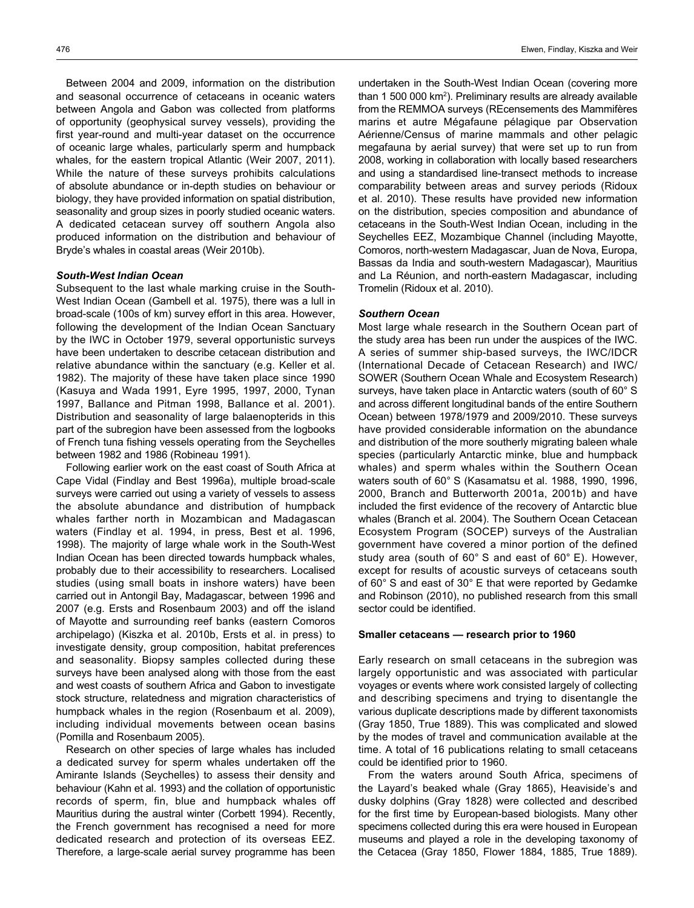Between 2004 and 2009, information on the distribution and seasonal occurrence of cetaceans in oceanic waters between Angola and Gabon was collected from platforms of opportunity (geophysical survey vessels), providing the first year-round and multi-year dataset on the occurrence of oceanic large whales, particularly sperm and humpback whales, for the eastern tropical Atlantic (Weir 2007, 2011). While the nature of these surveys prohibits calculations of absolute abundance or in-depth studies on behaviour or biology, they have provided information on spatial distribution, seasonality and group sizes in poorly studied oceanic waters. A dedicated cetacean survey off southern Angola also produced information on the distribution and behaviour of Bryde's whales in coastal areas (Weir 2010b).

#### *South-West Indian Ocean*

Subsequent to the last whale marking cruise in the South-West Indian Ocean (Gambell et al. 1975), there was a lull in broad-scale (100s of km) survey effort in this area. However, following the development of the Indian Ocean Sanctuary by the IWC in October 1979, several opportunistic surveys have been undertaken to describe cetacean distribution and relative abundance within the sanctuary (e.g. Keller et al. 1982). The majority of these have taken place since 1990 (Kasuya and Wada 1991, Eyre 1995, 1997, 2000, Tynan 1997, Ballance and Pitman 1998, Ballance et al. 2001). Distribution and seasonality of large balaenopterids in this part of the subregion have been assessed from the logbooks of French tuna fishing vessels operating from the Seychelles between 1982 and 1986 (Robineau 1991).

Following earlier work on the east coast of South Africa at Cape Vidal (Findlay and Best 1996a), multiple broad-scale surveys were carried out using a variety of vessels to assess the absolute abundance and distribution of humpback whales farther north in Mozambican and Madagascan waters (Findlay et al. 1994, in press, Best et al. 1996, 1998). The majority of large whale work in the South-West Indian Ocean has been directed towards humpback whales, probably due to their accessibility to researchers. Localised studies (using small boats in inshore waters) have been carried out in Antongil Bay, Madagascar, between 1996 and 2007 (e.g. Ersts and Rosenbaum 2003) and off the island of Mayotte and surrounding reef banks (eastern Comoros archipelago) (Kiszka et al. 2010b, Ersts et al. in press) to investigate density, group composition, habitat preferences and seasonality. Biopsy samples collected during these surveys have been analysed along with those from the east and west coasts of southern Africa and Gabon to investigate stock structure, relatedness and migration characteristics of humpback whales in the region (Rosenbaum et al. 2009), including individual movements between ocean basins (Pomilla and Rosenbaum 2005).

Research on other species of large whales has included a dedicated survey for sperm whales undertaken off the Amirante Islands (Seychelles) to assess their density and behaviour (Kahn et al. 1993) and the collation of opportunistic records of sperm, fin, blue and humpback whales off Mauritius during the austral winter (Corbett 1994). Recently, the French government has recognised a need for more dedicated research and protection of its overseas EEZ. Therefore, a large-scale aerial survey programme has been undertaken in the South-West Indian Ocean (covering more than 1 500 000 km$^2$). Preliminary results are already available from the REMMOA surveys (REcensements des Mammifères marins et autre Mégafaune pélagique par Observation Aérienne/Census of marine mammals and other pelagic megafauna by aerial survey) that were set up to run from 2008, working in collaboration with locally based researchers and using a standardised line-transect methods to increase comparability between areas and survey periods (Ridoux et al. 2010). These results have provided new information on the distribution, species composition and abundance of cetaceans in the South-West Indian Ocean, including in the Seychelles EEZ, Mozambique Channel (including Mayotte, Comoros, north-western Madagascar, Juan de Nova, Europa, Bassas da India and south-western Madagascar), Mauritius and La Réunion, and north-eastern Madagascar, including Tromelin (Ridoux et al. 2010).

#### *Southern Ocean*

Most large whale research in the Southern Ocean part of the study area has been run under the auspices of the IWC. A series of summer ship-based surveys, the IWC/IDCR (International Decade of Cetacean Research) and IWC/SOWER (Southern Ocean Whale and Ecosystem Research) surveys, have taken place in Antarctic waters (south of 60° S and across different longitudinal bands of the entire Southern Ocean) between 1978/1979 and 2009/2010. These surveys have provided considerable information on the abundance and distribution of the more southerly migrating baleen whale species (particularly Antarctic minke, blue and humpback whales) and sperm whales within the Southern Ocean waters south of 60° S (Kasamatsu et al. 1988, 1990, 1996, 2000, Branch and Butterworth 2001a, 2001b) and have included the first evidence of the recovery of Antarctic blue whales (Branch et al. 2004). The Southern Ocean Cetacean Ecosystem Program (SOCEP) surveys of the Australian government have covered a minor portion of the defined study area (south of 60° S and east of 60° E). However, except for results of acoustic surveys of cetaceans south of 60° S and east of 30° E that were reported by Gedamke and Robinson (2010), no published research from this small sector could be identified.

### Smaller cetaceans — research prior to 1960

Early research on small cetaceans in the subregion was largely opportunistic and was associated with particular voyages or events where work consisted largely of collecting and describing specimens and trying to disentangle the various duplicate descriptions made by different taxonomists (Gray 1850, True 1889). This was complicated and slowed by the modes of travel and communication available at the time. A total of 16 publications relating to small cetaceans could be identified prior to 1960.

From the waters around South Africa, specimens of the Layard's beaked whale (Gray 1865), Heaviside's and dusky dolphins (Gray 1828) were collected and described for the first time by European-based biologists. Many other specimens collected during this era were housed in European museums and played a role in the developing taxonomy of the Cetacea (Gray 1850, Flower 1884, 1885, True 1889).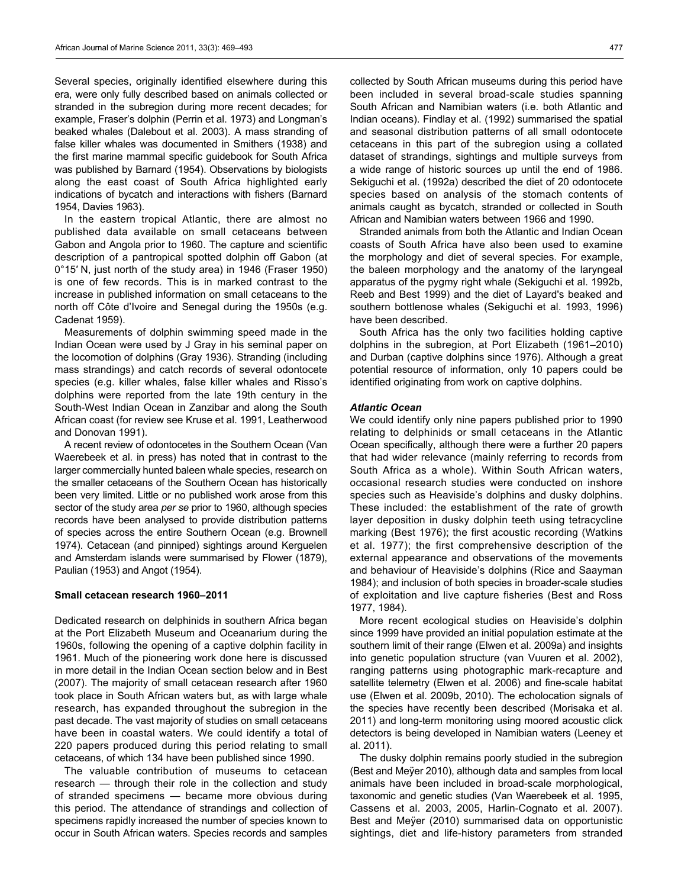Several species, originally identified elsewhere during this era, were only fully described based on animals collected or stranded in the subregion during more recent decades; for example, Fraser's dolphin (Perrin et al. 1973) and Longman's beaked whales (Dalebout et al. 2003). A mass stranding of false killer whales was documented in Smithers (1938) and the first marine mammal specific guidebook for South Africa was published by Barnard (1954). Observations by biologists along the east coast of South Africa highlighted early indications of bycatch and interactions with fishers (Barnard 1954, Davies 1963).

In the eastern tropical Atlantic, there are almost no published data available on small cetaceans between Gabon and Angola prior to 1960. The capture and scientific description of a pantropical spotted dolphin off Gabon (at 0°15′ N, just north of the study area) in 1946 (Fraser 1950) is one of few records. This is in marked contrast to the increase in published information on small cetaceans to the north off Côte d'Ivoire and Senegal during the 1950s (e.g. Cadenat 1959).

Measurements of dolphin swimming speed made in the Indian Ocean were used by J Gray in his seminal paper on the locomotion of dolphins (Gray 1936). Stranding (including mass strandings) and catch records of several odontocete species (e.g. killer whales, false killer whales and Risso's dolphins were reported from the late 19th century in the South-West Indian Ocean in Zanzibar and along the South African coast (for review see Kruse et al. 1991, Leatherwood and Donovan 1991).

A recent review of odontocetes in the Southern Ocean (Van Waerebeek et al. in press) has noted that in contrast to the larger commercially hunted baleen whale species, research on the smaller cetaceans of the Southern Ocean has historically been very limited. Little or no published work arose from this sector of the study area *per se* prior to 1960, although species records have been analysed to provide distribution patterns of species across the entire Southern Ocean (e.g. Brownell 1974). Cetacean (and pinniped) sightings around Kerguelen and Amsterdam islands were summarised by Flower (1879), Paulian (1953) and Angot (1954).

## Small cetacean research 1960–2011

Dedicated research on delphinids in southern Africa began at the Port Elizabeth Museum and Oceanarium during the 1960s, following the opening of a captive dolphin facility in 1961. Much of the pioneering work done here is discussed in more detail in the Indian Ocean section below and in Best (2007). The majority of small cetacean research after 1960 took place in South African waters but, as with large whale research, has expanded throughout the subregion in the past decade. The vast majority of studies on small cetaceans have been in coastal waters. We could identify a total of 220 papers produced during this period relating to small cetaceans, of which 134 have been published since 1990.

The valuable contribution of museums to cetacean research — through their role in the collection and study of stranded specimens — became more obvious during this period. The attendance of strandings and collection of specimens rapidly increased the number of species known to occur in South African waters. Species records and samples collected by South African museums during this period have been included in several broad-scale studies spanning South African and Namibian waters (i.e. both Atlantic and Indian oceans). Findlay et al. (1992) summarised the spatial and seasonal distribution patterns of all small odontocete cetaceans in this part of the subregion using a collated dataset of strandings, sightings and multiple surveys from a wide range of historic sources up until the end of 1986. Sekiguchi et al. (1992a) described the diet of 20 odontocete species based on analysis of the stomach contents of animals caught as bycatch, stranded or collected in South African and Namibian waters between 1966 and 1990.

Stranded animals from both the Atlantic and Indian Ocean coasts of South Africa have also been used to examine the morphology and diet of several species. For example, the baleen morphology and the anatomy of the laryngeal apparatus of the pygmy right whale (Sekiguchi et al. 1992b, Reeb and Best 1999) and the diet of Layard's beaked and southern bottlenose whales (Sekiguchi et al. 1993, 1996) have been described.

South Africa has the only two facilities holding captive dolphins in the subregion, at Port Elizabeth (1961–2010) and Durban (captive dolphins since 1976). Although a great potential resource of information, only 10 papers could be identified originating from work on captive dolphins.

### *Atlantic Ocean*

We could identify only nine papers published prior to 1990 relating to delphinids or small cetaceans in the Atlantic Ocean specifically, although there were a further 20 papers that had wider relevance (mainly referring to records from South Africa as a whole). Within South African waters, occasional research studies were conducted on inshore species such as Heaviside's dolphins and dusky dolphins. These included: the establishment of the rate of growth layer deposition in dusky dolphin teeth using tetracycline marking (Best 1976); the first acoustic recording (Watkins et al. 1977); the first comprehensive description of the external appearance and observations of the movements and behaviour of Heaviside's dolphins (Rice and Saayman 1984); and inclusion of both species in broader-scale studies of exploitation and live capture fisheries (Best and Ross 1977, 1984).

More recent ecological studies on Heaviside's dolphin since 1999 have provided an initial population estimate at the southern limit of their range (Elwen et al. 2009a) and insights into genetic population structure (van Vuuren et al. 2002), ranging patterns using photographic mark-recapture and satellite telemetry (Elwen et al. 2006) and fine-scale habitat use (Elwen et al. 2009b, 2010). The echolocation signals of the species have recently been described (Morisaka et al. 2011) and long-term monitoring using moored acoustic click detectors is being developed in Namibian waters (Leeney et al. 2011).

The dusky dolphin remains poorly studied in the subregion (Best and Meÿer 2010), although data and samples from local animals have been included in broad-scale morphological, taxonomic and genetic studies (Van Waerebeek et al. 1995, Cassens et al. 2003, 2005, Harlin-Cognato et al. 2007). Best and Meÿer (2010) summarised data on opportunistic sightings, diet and life-history parameters from stranded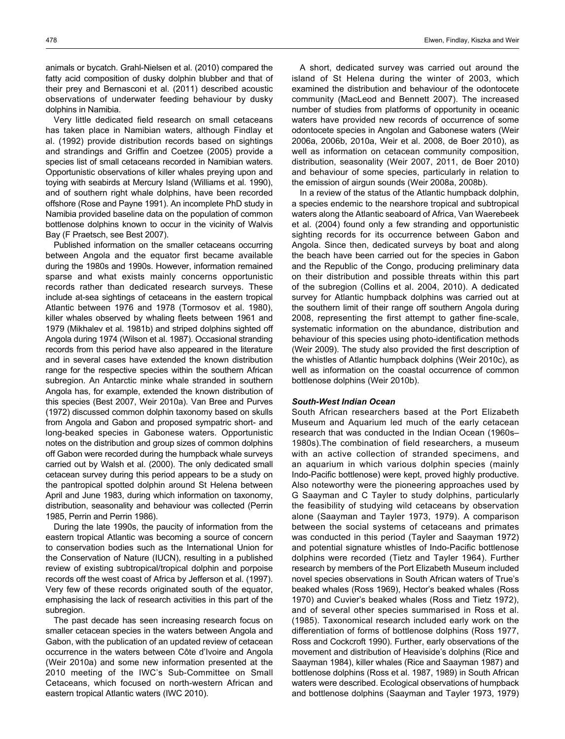animals or bycatch. Grahl-Nielsen et al. (2010) compared the fatty acid composition of dusky dolphin blubber and that of their prey and Bernasconi et al. (2011) described acoustic observations of underwater feeding behaviour by dusky dolphins in Namibia.

Very little dedicated field research on small cetaceans has taken place in Namibian waters, although Findlay et al. (1992) provide distribution records based on sightings and strandings and Griffin and Coetzee (2005) provide a species list of small cetaceans recorded in Namibian waters. Opportunistic observations of killer whales preying upon and toying with seabirds at Mercury Island (Williams et al. 1990), and of southern right whale dolphins, have been recorded offshore (Rose and Payne 1991). An incomplete PhD study in Namibia provided baseline data on the population of common bottlenose dolphins known to occur in the vicinity of Walvis Bay (F Praetsch, see Best 2007).

Published information on the smaller cetaceans occurring between Angola and the equator first became available during the 1980s and 1990s. However, information remained sparse and what exists mainly concerns opportunistic records rather than dedicated research surveys. These include at-sea sightings of cetaceans in the eastern tropical Atlantic between 1976 and 1978 (Tormosov et al. 1980), killer whales observed by whaling fleets between 1961 and 1979 (Mikhalev et al. 1981b) and striped dolphins sighted off Angola during 1974 (Wilson et al. 1987). Occasional stranding records from this period have also appeared in the literature and in several cases have extended the known distribution range for the respective species within the southern African subregion. An Antarctic minke whale stranded in southern Angola has, for example, extended the known distribution of this species (Best 2007, Weir 2010a). Van Bree and Purves (1972) discussed common dolphin taxonomy based on skulls from Angola and Gabon and proposed sympatric short- and long-beaked species in Gabonese waters. Opportunistic notes on the distribution and group sizes of common dolphins off Gabon were recorded during the humpback whale surveys carried out by Walsh et al. (2000). The only dedicated small cetacean survey during this period appears to be a study on the pantropical spotted dolphin around St Helena between April and June 1983, during which information on taxonomy, distribution, seasonality and behaviour was collected (Perrin 1985, Perrin and Perrin 1986).

During the late 1990s, the paucity of information from the eastern tropical Atlantic was becoming a source of concern to conservation bodies such as the International Union for the Conservation of Nature (IUCN), resulting in a published review of existing subtropical/tropical dolphin and porpoise records off the west coast of Africa by Jefferson et al. (1997). Very few of these records originated south of the equator, emphasising the lack of research activities in this part of the subregion.

The past decade has seen increasing research focus on smaller cetacean species in the waters between Angola and Gabon, with the publication of an updated review of cetacean occurrence in the waters between Côte d'Ivoire and Angola (Weir 2010a) and some new information presented at the 2010 meeting of the IWC's Sub-Committee on Small Cetaceans, which focused on north-western African and eastern tropical Atlantic waters (IWC 2010).

A short, dedicated survey was carried out around the island of St Helena during the winter of 2003, which examined the distribution and behaviour of the odontocete community (MacLeod and Bennett 2007). The increased number of studies from platforms of opportunity in oceanic waters have provided new records of occurrence of some odontocete species in Angolan and Gabonese waters (Weir 2006a, 2006b, 2010a, Weir et al. 2008, de Boer 2010), as well as information on cetacean community composition, distribution, seasonality (Weir 2007, 2011, de Boer 2010) and behaviour of some species, particularly in relation to the emission of airgun sounds (Weir 2008a, 2008b).

In a review of the status of the Atlantic humpback dolphin, a species endemic to the nearshore tropical and subtropical waters along the Atlantic seaboard of Africa, Van Waerebeek et al. (2004) found only a few stranding and opportunistic sighting records for its occurrence between Gabon and Angola. Since then, dedicated surveys by boat and along the beach have been carried out for the species in Gabon and the Republic of the Congo, producing preliminary data on their distribution and possible threats within this part of the subregion (Collins et al. 2004, 2010). A dedicated survey for Atlantic humpback dolphins was carried out at the southern limit of their range off southern Angola during 2008, representing the first attempt to gather fine-scale, systematic information on the abundance, distribution and behaviour of this species using photo-identification methods (Weir 2009). The study also provided the first description of the whistles of Atlantic humpback dolphins (Weir 2010c), as well as information on the coastal occurrence of common bottlenose dolphins (Weir 2010b).

### *South-West Indian Ocean*

South African researchers based at the Port Elizabeth Museum and Aquarium led much of the early cetacean research that was conducted in the Indian Ocean (1960s–1980s).The combination of field researchers, a museum with an active collection of stranded specimens, and an aquarium in which various dolphin species (mainly Indo-Pacific bottlenose) were kept, proved highly productive. Also noteworthy were the pioneering approaches used by G Saayman and C Tayler to study dolphins, particularly the feasibility of studying wild cetaceans by observation alone (Saayman and Tayler 1973, 1979). A comparison between the social systems of cetaceans and primates was conducted in this period (Tayler and Saayman 1972) and potential signature whistles of Indo-Pacific bottlenose dolphins were recorded (Tietz and Tayler 1964). Further research by members of the Port Elizabeth Museum included novel species observations in South African waters of True's beaked whales (Ross 1969), Hector's beaked whales (Ross 1970) and Cuvier's beaked whales (Ross and Tietz 1972), and of several other species summarised in Ross et al. (1985). Taxonomical research included early work on the differentiation of forms of bottlenose dolphins (Ross 1977, Ross and Cockcroft 1990). Further, early observations of the movement and distribution of Heaviside's dolphins (Rice and Saayman 1984), killer whales (Rice and Saayman 1987) and bottlenose dolphins (Ross et al. 1987, 1989) in South African waters were described. Ecological observations of humpback and bottlenose dolphins (Saayman and Tayler 1973, 1979)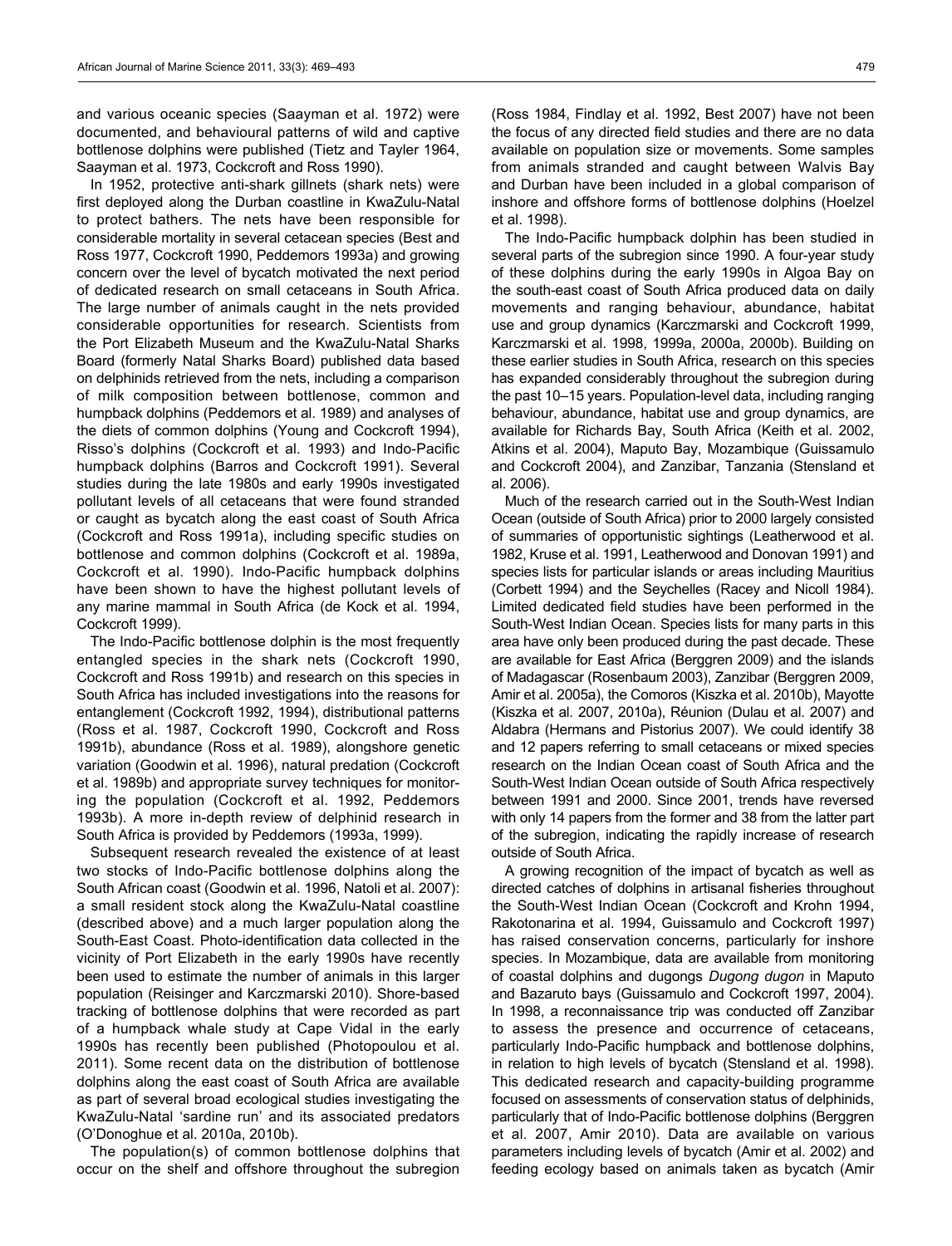and various oceanic species (Saayman et al. 1972) were documented, and behavioural patterns of wild and captive bottlenose dolphins were published (Tietz and Tayler 1964, Saayman et al. 1973, Cockcroft and Ross 1990).

In 1952, protective anti-shark gillnets (shark nets) were first deployed along the Durban coastline in KwaZulu-Natal to protect bathers. The nets have been responsible for considerable mortality in several cetacean species (Best and Ross 1977, Cockcroft 1990, Peddemors 1993a) and growing concern over the level of bycatch motivated the next period of dedicated research on small cetaceans in South Africa. The large number of animals caught in the nets provided considerable opportunities for research. Scientists from the Port Elizabeth Museum and the KwaZulu-Natal Sharks Board (formerly Natal Sharks Board) published data based on delphinids retrieved from the nets, including a comparison of milk composition between bottlenose, common and humpback dolphins (Peddemors et al. 1989) and analyses of the diets of common dolphins (Young and Cockcroft 1994), Risso's dolphins (Cockcroft et al. 1993) and Indo-Pacific humpback dolphins (Barros and Cockcroft 1991). Several studies during the late 1980s and early 1990s investigated pollutant levels of all cetaceans that were found stranded or caught as bycatch along the east coast of South Africa (Cockcroft and Ross 1991a), including specific studies on bottlenose and common dolphins (Cockcroft et al. 1989a, Cockcroft et al. 1990). Indo-Pacific humpback dolphins have been shown to have the highest pollutant levels of any marine mammal in South Africa (de Kock et al. 1994, Cockcroft 1999).

The Indo-Pacific bottlenose dolphin is the most frequently entangled species in the shark nets (Cockcroft 1990, Cockcroft and Ross 1991b) and research on this species in South Africa has included investigations into the reasons for entanglement (Cockcroft 1992, 1994), distributional patterns (Ross et al. 1987, Cockcroft 1990, Cockcroft and Ross 1991b), abundance (Ross et al. 1989), alongshore genetic variation (Goodwin et al. 1996), natural predation (Cockcroft et al. 1989b) and appropriate survey techniques for monitoring the population (Cockcroft et al. 1992, Peddemors 1993b). A more in-depth review of delphinid research in South Africa is provided by Peddemors (1993a, 1999).

Subsequent research revealed the existence of at least two stocks of Indo-Pacific bottlenose dolphins along the South African coast (Goodwin et al. 1996, Natoli et al. 2007): a small resident stock along the KwaZulu-Natal coastline (described above) and a much larger population along the South-East Coast. Photo-identification data collected in the vicinity of Port Elizabeth in the early 1990s have recently been used to estimate the number of animals in this larger population (Reisinger and Karczmarski 2010). Shore-based tracking of bottlenose dolphins that were recorded as part of a humpback whale study at Cape Vidal in the early 1990s has recently been published (Photopoulou et al. 2011). Some recent data on the distribution of bottlenose dolphins along the east coast of South Africa are available as part of several broad ecological studies investigating the KwaZulu-Natal 'sardine run' and its associated predators (O'Donoghue et al. 2010a, 2010b).

The population(s) of common bottlenose dolphins that occur on the shelf and offshore throughout the subregion (Ross 1984, Findlay et al. 1992, Best 2007) have not been the focus of any directed field studies and there are no data available on population size or movements. Some samples from animals stranded and caught between Walvis Bay and Durban have been included in a global comparison of inshore and offshore forms of bottlenose dolphins (Hoelzel et al. 1998).

The Indo-Pacific humpback dolphin has been studied in several parts of the subregion since 1990. A four-year study of these dolphins during the early 1990s in Algoa Bay on the south-east coast of South Africa produced data on daily movements and ranging behaviour, abundance, habitat use and group dynamics (Karczmarski and Cockcroft 1999, Karczmarski et al. 1998, 1999a, 2000a, 2000b). Building on these earlier studies in South Africa, research on this species has expanded considerably throughout the subregion during the past 10–15 years. Population-level data, including ranging behaviour, abundance, habitat use and group dynamics, are available for Richards Bay, South Africa (Keith et al. 2002, Atkins et al. 2004), Maputo Bay, Mozambique (Guissamulo and Cockcroft 2004), and Zanzibar, Tanzania (Stensland et al. 2006).

Much of the research carried out in the South-West Indian Ocean (outside of South Africa) prior to 2000 largely consisted of summaries of opportunistic sightings (Leatherwood et al. 1982, Kruse et al. 1991, Leatherwood and Donovan 1991) and species lists for particular islands or areas including Mauritius (Corbett 1994) and the Seychelles (Racey and Nicoll 1984). Limited dedicated field studies have been performed in the South-West Indian Ocean. Species lists for many parts in this area have only been produced during the past decade. These are available for East Africa (Berggren 2009) and the islands of Madagascar (Rosenbaum 2003), Zanzibar (Berggren 2009, Amir et al. 2005a), the Comoros (Kiszka et al. 2010b), Mayotte (Kiszka et al. 2007, 2010a), Réunion (Dulau et al. 2007) and Aldabra (Hermans and Pistorius 2007). We could identify 38 and 12 papers referring to small cetaceans or mixed species research on the Indian Ocean coast of South Africa and the South-West Indian Ocean outside of South Africa respectively between 1991 and 2000. Since 2001, trends have reversed with only 14 papers from the former and 38 from the latter part of the subregion, indicating the rapidly increase of research outside of South Africa.

A growing recognition of the impact of bycatch as well as directed catches of dolphins in artisanal fisheries throughout the South-West Indian Ocean (Cockcroft and Krohn 1994, Rakotonarina et al. 1994, Guissamulo and Cockcroft 1997) has raised conservation concerns, particularly for inshore species. In Mozambique, data are available from monitoring of coastal dolphins and dugongs *Dugong dugon* in Maputo and Bazaruto bays (Guissamulo and Cockcroft 1997, 2004). In 1998, a reconnaissance trip was conducted off Zanzibar to assess the presence and occurrence of cetaceans, particularly Indo-Pacific humpback and bottlenose dolphins, in relation to high levels of bycatch (Stensland et al. 1998). This dedicated research and capacity-building programme focused on assessments of conservation status of delphinids, particularly that of Indo-Pacific bottlenose dolphins (Berggren et al. 2007, Amir 2010). Data are available on various parameters including levels of bycatch (Amir et al. 2002) and feeding ecology based on animals taken as bycatch (Amir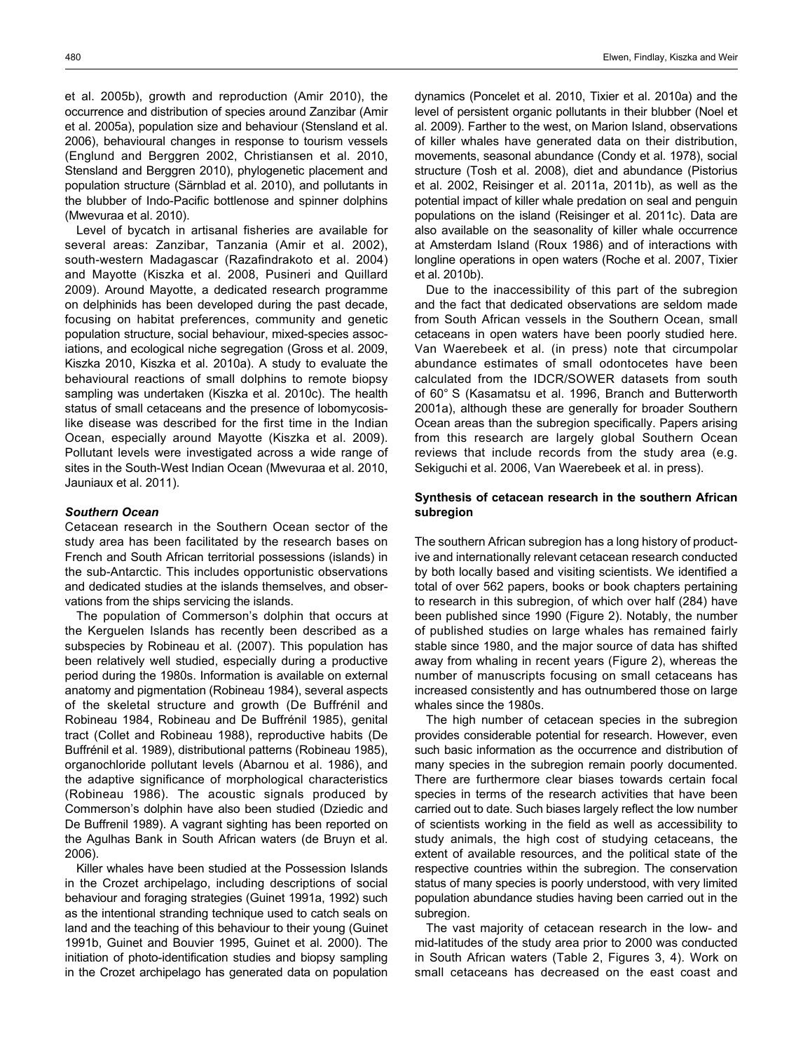et al. 2005b), growth and reproduction (Amir 2010), the occurrence and distribution of species around Zanzibar (Amir et al. 2005a), population size and behaviour (Stensland et al. 2006), behavioural changes in response to tourism vessels (Englund and Berggren 2002, Christiansen et al. 2010, Stensland and Berggren 2010), phylogenetic placement and population structure (Särnblad et al. 2010), and pollutants in the blubber of Indo-Pacific bottlenose and spinner dolphins (Mwevuraa et al. 2010).

Level of bycatch in artisanal fisheries are available for several areas: Zanzibar, Tanzania (Amir et al. 2002), south-western Madagascar (Razafindrakoto et al. 2004) and Mayotte (Kiszka et al. 2008, Pusineri and Quillard 2009). Around Mayotte, a dedicated research programme on delphinids has been developed during the past decade, focusing on habitat preferences, community and genetic population structure, social behaviour, mixed-species associations, and ecological niche segregation (Gross et al. 2009, Kiszka 2010, Kiszka et al. 2010a). A study to evaluate the behavioural reactions of small dolphins to remote biopsy sampling was undertaken (Kiszka et al. 2010c). The health status of small cetaceans and the presence of lobomycosis-like disease was described for the first time in the Indian Ocean, especially around Mayotte (Kiszka et al. 2009). Pollutant levels were investigated across a wide range of sites in the South-West Indian Ocean (Mwevuraa et al. 2010, Jauniaux et al. 2011).

### *Southern Ocean*

Cetacean research in the Southern Ocean sector of the study area has been facilitated by the research bases on French and South African territorial possessions (islands) in the sub-Antarctic. This includes opportunistic observations and dedicated studies at the islands themselves, and observations from the ships servicing the islands.

The population of Commerson's dolphin that occurs at the Kerguelen Islands has recently been described as a subspecies by Robineau et al. (2007). This population has been relatively well studied, especially during a productive period during the 1980s. Information is available on external anatomy and pigmentation (Robineau 1984), several aspects of the skeletal structure and growth (De Buffrénil and Robineau 1984, Robineau and De Buffrénil 1985), genital tract (Collet and Robineau 1988), reproductive habits (De Buffrénil et al. 1989), distributional patterns (Robineau 1985), organochloride pollutant levels (Abarnou et al. 1986), and the adaptive significance of morphological characteristics (Robineau 1986). The acoustic signals produced by Commerson's dolphin have also been studied (Dziedic and De Buffrenil 1989). A vagrant sighting has been reported on the Agulhas Bank in South African waters (de Bruyn et al. 2006).

Killer whales have been studied at the Possession Islands in the Crozet archipelago, including descriptions of social behaviour and foraging strategies (Guinet 1991a, 1992) such as the intentional stranding technique used to catch seals on land and the teaching of this behaviour to their young (Guinet 1991b, Guinet and Bouvier 1995, Guinet et al. 2000). The initiation of photo-identification studies and biopsy sampling in the Crozet archipelago has generated data on population dynamics (Poncelet et al. 2010, Tixier et al. 2010a) and the level of persistent organic pollutants in their blubber (Noel et al. 2009). Farther to the west, on Marion Island, observations of killer whales have generated data on their distribution, movements, seasonal abundance (Condy et al. 1978), social structure (Tosh et al. 2008), diet and abundance (Pistorius et al. 2002, Reisinger et al. 2011a, 2011b), as well as the potential impact of killer whale predation on seal and penguin populations on the island (Reisinger et al. 2011c). Data are also available on the seasonality of killer whale occurrence at Amsterdam Island (Roux 1986) and of interactions with longline operations in open waters (Roche et al. 2007, Tixier et al. 2010b).

Due to the inaccessibility of this part of the subregion and the fact that dedicated observations are seldom made from South African vessels in the Southern Ocean, small cetaceans in open waters have been poorly studied here. Van Waerebeek et al. (in press) note that circumpolar abundance estimates of small odontocetes have been calculated from the IDCR/SOWER datasets from south of 60° S (Kasamatsu et al. 1996, Branch and Butterworth 2001a), although these are generally for broader Southern Ocean areas than the subregion specifically. Papers arising from this research are largely global Southern Ocean reviews that include records from the study area (e.g. Sekiguchi et al. 2006, Van Waerebeek et al. in press).

## Synthesis of cetacean research in the southern African subregion

The southern African subregion has a long history of productive and internationally relevant cetacean research conducted by both locally based and visiting scientists. We identified a total of over 562 papers, books or book chapters pertaining to research in this subregion, of which over half (284) have been published since 1990 (Figure 2). Notably, the number of published studies on large whales has remained fairly stable since 1980, and the major source of data has shifted away from whaling in recent years (Figure 2), whereas the number of manuscripts focusing on small cetaceans has increased consistently and has outnumbered those on large whales since the 1980s.

The high number of cetacean species in the subregion provides considerable potential for research. However, even such basic information as the occurrence and distribution of many species in the subregion remain poorly documented. There are furthermore clear biases towards certain focal species in terms of the research activities that have been carried out to date. Such biases largely reflect the low number of scientists working in the field as well as accessibility to study animals, the high cost of studying cetaceans, the extent of available resources, and the political state of the respective countries within the subregion. The conservation status of many species is poorly understood, with very limited population abundance studies having been carried out in the subregion.

The vast majority of cetacean research in the low- and mid-latitudes of the study area prior to 2000 was conducted in South African waters (Table 2, Figures 3, 4). Work on small cetaceans has decreased on the east coast and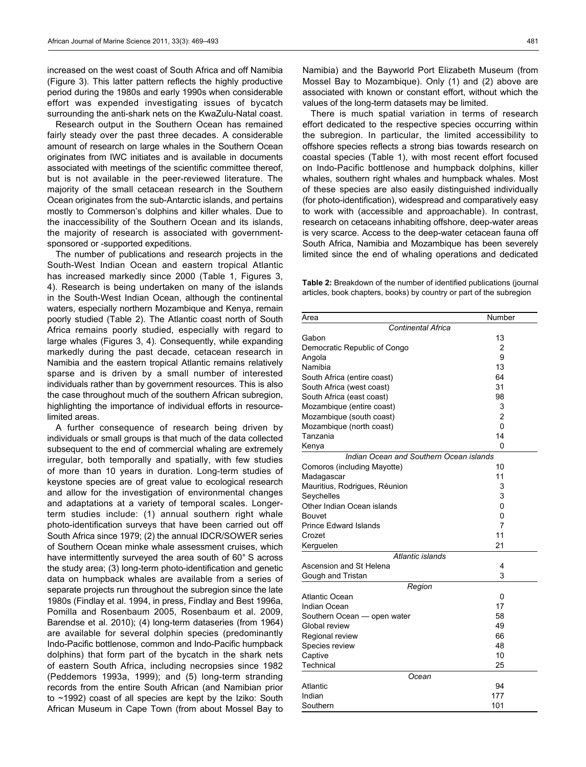increased on the west coast of South Africa and off Namibia (Figure 3). This latter pattern reflects the highly productive period during the 1980s and early 1990s when considerable effort was expended investigating issues of bycatch surrounding the anti-shark nets on the KwaZulu-Natal coast.

Research output in the Southern Ocean has remained fairly steady over the past three decades. A considerable amount of research on large whales in the Southern Ocean originates from IWC initiates and is available in documents associated with meetings of the scientific committee thereof, but is not available in the peer-reviewed literature. The majority of the small cetacean research in the Southern Ocean originates from the sub-Antarctic islands, and pertains mostly to Commerson's dolphins and killer whales. Due to the inaccessibility of the Southern Ocean and its islands, the majority of research is associated with government-sponsored or -supported expeditions.

The number of publications and research projects in the South-West Indian Ocean and eastern tropical Atlantic has increased markedly since 2000 (Table 1, Figures 3, 4). Research is being undertaken on many of the islands in the South-West Indian Ocean, although the continental waters, especially northern Mozambique and Kenya, remain poorly studied (Table 2). The Atlantic coast north of South Africa remains poorly studied, especially with regard to large whales (Figures 3, 4). Consequently, while expanding markedly during the past decade, cetacean research in Namibia and the eastern tropical Atlantic remains relatively sparse and is driven by a small number of interested individuals rather than by government resources. This is also the case throughout much of the southern African subregion, highlighting the importance of individual efforts in resource-limited areas.

A further consequence of research being driven by individuals or small groups is that much of the data collected subsequent to the end of commercial whaling are extremely irregular, both temporally and spatially, with few studies of more than 10 years in duration. Long-term studies of keystone species are of great value to ecological research and allow for the investigation of environmental changes and adaptations at a variety of temporal scales. Longer-term studies include: (1) annual southern right whale photo-identification surveys that have been carried out off South Africa since 1979; (2) the annual IDCR/SOWER series of Southern Ocean minke whale assessment cruises, which have intermittently surveyed the area south of 60° S across the study area; (3) long-term photo-identification and genetic data on humpback whales are available from a series of separate projects run throughout the subregion since the late 1980s (Findlay et al. 1994, in press, Findlay and Best 1996a, Pomilla and Rosenbaum 2005, Rosenbaum et al. 2009, Barendse et al. 2010); (4) long-term dataseries (from 1964) are available for several dolphin species (predominantly Indo-Pacific bottlenose, common and Indo-Pacific humpback dolphins) that form part of the bycatch in the shark nets of eastern South Africa, including necropsies since 1982 (Peddemors 1993a, 1999); and (5) long-term stranding records from the entire South African (and Namibian prior to ~1992) coast of all species are kept by the Iziko: South African Museum in Cape Town (from about Mossel Bay to Namibia) and the Bayworld Port Elizabeth Museum (from Mossel Bay to Mozambique). Only (1) and (2) above are associated with known or constant effort, without which the values of the long-term datasets may be limited.

There is much spatial variation in terms of research effort dedicated to the respective species occurring within the subregion. In particular, the limited accessibility to offshore species reflects a strong bias towards research on coastal species (Table 1), with most recent effort focused on Indo-Pacific bottlenose and humpback dolphins, killer whales, southern right whales and humpback whales. Most of these species are also easily distinguished individually (for photo-identification), widespread and comparatively easy to work with (accessible and approachable). In contrast, research on cetaceans inhabiting offshore, deep-water areas is very scarce. Access to the deep-water cetacean fauna off South Africa, Namibia and Mozambique has been severely limited since the end of whaling operations and dedicated

**Table 2:** Breakdown of the number of identified publications (journal articles, book chapters, books) by country or part of the subregion

| Area | Number |
|---|---|
| *Continental Africa* | |
| Gabon | 13 |
| Democratic Republic of Congo | 2 |
| Angola | 9 |
| Namibia | 13 |
| South Africa (entire coast) | 64 |
| South Africa (west coast) | 31 |
| South Africa (east coast) | 98 |
| Mozambique (entire coast) | 3 |
| Mozambique (south coast) | 2 |
| Mozambique (north coast) | 0 |
| Tanzania | 14 |
| Kenya | 0 |
| *Indian Ocean and Southern Ocean islands* | |
| Comoros (including Mayotte) | 10 |
| Madagascar | 11 |
| Mauritius, Rodrigues, Réunion | 3 |
| Seychelles | 3 |
| Other Indian Ocean islands | 0 |
| Bouvet | 0 |
| Prince Edward Islands | 7 |
| Crozet | 11 |
| Kerguelen | 21 |
| *Atlantic islands* | |
| Ascension and St Helena | 4 |
| Gough and Tristan | 3 |
| *Region* | |
| Atlantic Ocean | 0 |
| Indian Ocean | 17 |
| Southern Ocean — open water | 58 |
| Global review | 49 |
| Regional review | 66 |
| Species review | 48 |
| Captive | 10 |
| Technical | 25 |
| *Ocean* | |
| Atlantic | 94 |
| Indian | 177 |
| Southern | 101 |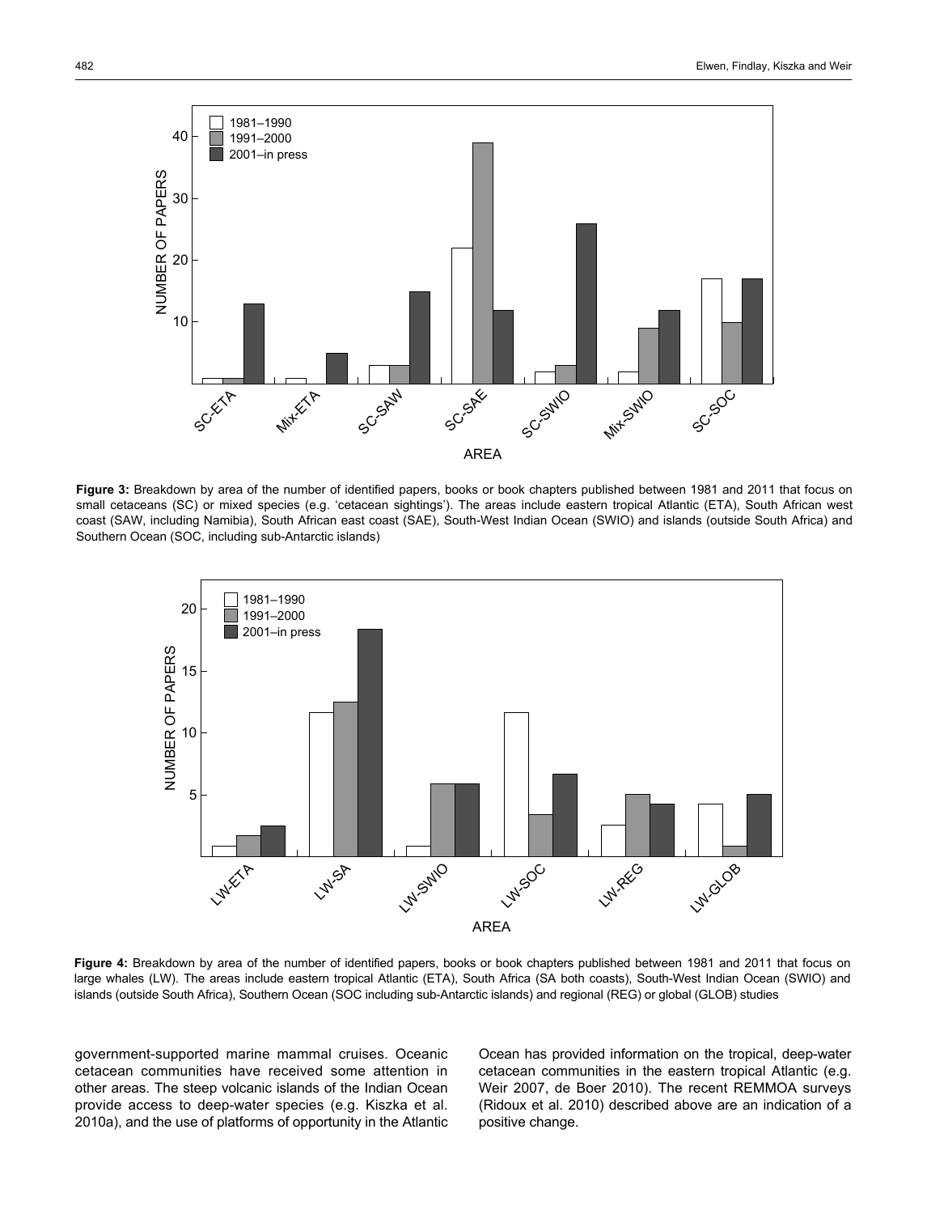**Figure 3:** Breakdown by area of the number of identified papers, books or book chapters published between 1981 and 2011 that focus on small cetaceans (SC) or mixed species (e.g. 'cetacean sightings'). The areas include eastern tropical Atlantic (ETA), South African west coast (SAW, including Namibia), South African east coast (SAE), South-West Indian Ocean (SWIO) and islands (outside South Africa) and Southern Ocean (SOC, including sub-Antarctic islands)

**Figure 4:** Breakdown by area of the number of identified papers, books or book chapters published between 1981 and 2011 that focus on large whales (LW). The areas include eastern tropical Atlantic (ETA), South Africa (SA both coasts), South-West Indian Ocean (SWIO) and islands (outside South Africa), Southern Ocean (SOC including sub-Antarctic islands) and regional (REG) or global (GLOB) studies

government-supported marine mammal cruises. Oceanic cetacean communities have received some attention in other areas. The steep volcanic islands of the Indian Ocean provide access to deep-water species (e.g. Kiszka et al. 2010a), and the use of platforms of opportunity in the Atlantic Ocean has provided information on the tropical, deep-water cetacean communities in the eastern tropical Atlantic (e.g. Weir 2007, de Boer 2010). The recent REMMOA surveys (Ridoux et al. 2010) described above are an indication of a positive change.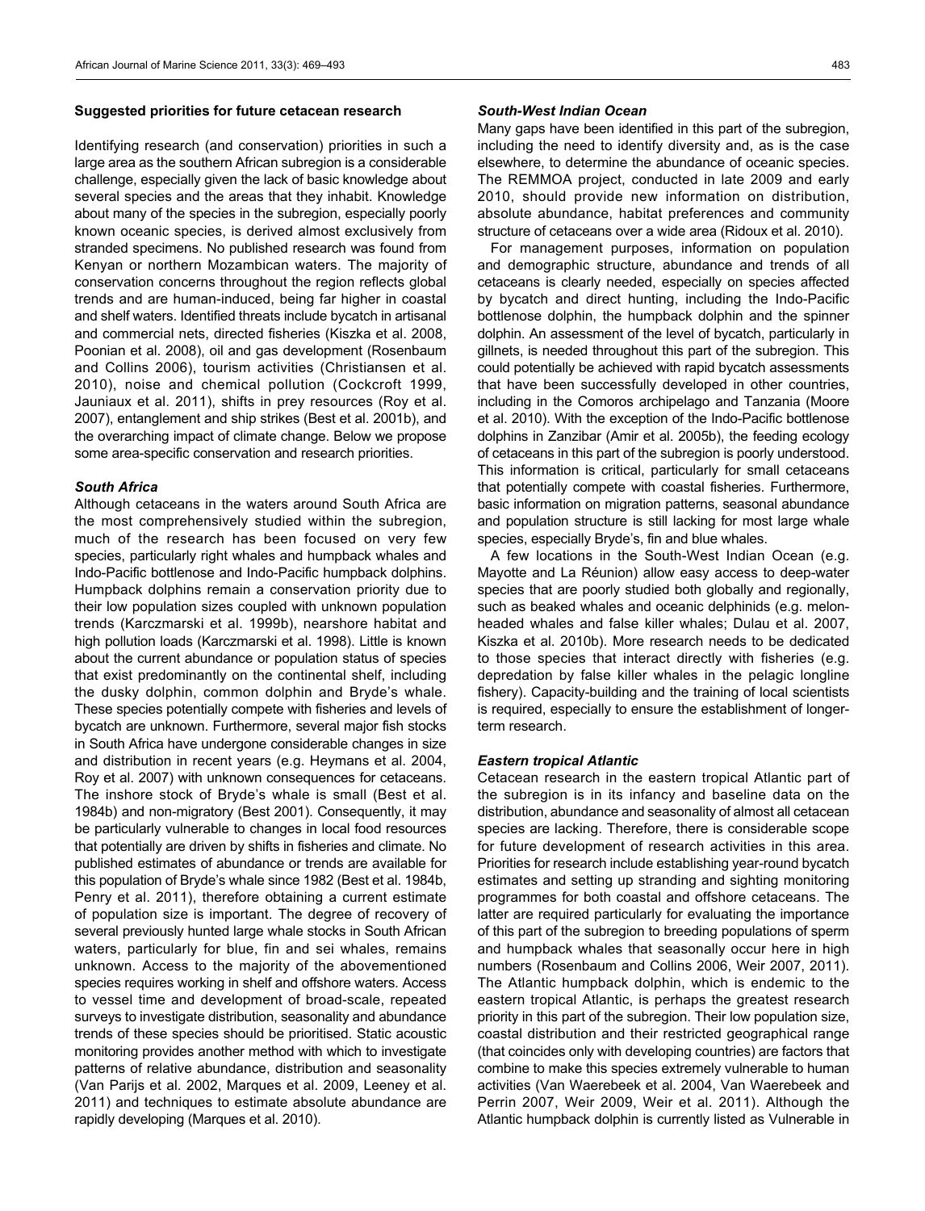## Suggested priorities for future cetacean research

Identifying research (and conservation) priorities in such a large area as the southern African subregion is a considerable challenge, especially given the lack of basic knowledge about several species and the areas that they inhabit. Knowledge about many of the species in the subregion, especially poorly known oceanic species, is derived almost exclusively from stranded specimens. No published research was found from Kenyan or northern Mozambican waters. The majority of conservation concerns throughout the region reflects global trends and are human-induced, being far higher in coastal and shelf waters. Identified threats include bycatch in artisanal and commercial nets, directed fisheries (Kiszka et al. 2008, Poonian et al. 2008), oil and gas development (Rosenbaum and Collins 2006), tourism activities (Christiansen et al. 2010), noise and chemical pollution (Cockcroft 1999, Jauniaux et al. 2011), shifts in prey resources (Roy et al. 2007), entanglement and ship strikes (Best et al. 2001b), and the overarching impact of climate change. Below we propose some area-specific conservation and research priorities.

### *South Africa*

Although cetaceans in the waters around South Africa are the most comprehensively studied within the subregion, much of the research has been focused on very few species, particularly right whales and humpback whales and Indo-Pacific bottlenose and Indo-Pacific humpback dolphins. Humpback dolphins remain a conservation priority due to their low population sizes coupled with unknown population trends (Karczmarski et al. 1999b), nearshore habitat and high pollution loads (Karczmarski et al. 1998). Little is known about the current abundance or population status of species that exist predominantly on the continental shelf, including the dusky dolphin, common dolphin and Bryde's whale. These species potentially compete with fisheries and levels of bycatch are unknown. Furthermore, several major fish stocks in South Africa have undergone considerable changes in size and distribution in recent years (e.g. Heymans et al. 2004, Roy et al. 2007) with unknown consequences for cetaceans. The inshore stock of Bryde's whale is small (Best et al. 1984b) and non-migratory (Best 2001). Consequently, it may be particularly vulnerable to changes in local food resources that potentially are driven by shifts in fisheries and climate. No published estimates of abundance or trends are available for this population of Bryde's whale since 1982 (Best et al. 1984b, Penry et al. 2011), therefore obtaining a current estimate of population size is important. The degree of recovery of several previously hunted large whale stocks in South African waters, particularly for blue, fin and sei whales, remains unknown. Access to the majority of the abovementioned species requires working in shelf and offshore waters. Access to vessel time and development of broad-scale, repeated surveys to investigate distribution, seasonality and abundance trends of these species should be prioritised. Static acoustic monitoring provides another method with which to investigate patterns of relative abundance, distribution and seasonality (Van Parijs et al. 2002, Marques et al. 2009, Leeney et al. 2011) and techniques to estimate absolute abundance are rapidly developing (Marques et al. 2010).

### *South-West Indian Ocean*

Many gaps have been identified in this part of the subregion, including the need to identify diversity and, as is the case elsewhere, to determine the abundance of oceanic species. The REMMOA project, conducted in late 2009 and early 2010, should provide new information on distribution, absolute abundance, habitat preferences and community structure of cetaceans over a wide area (Ridoux et al. 2010).

For management purposes, information on population and demographic structure, abundance and trends of all cetaceans is clearly needed, especially on species affected by bycatch and direct hunting, including the Indo-Pacific bottlenose dolphin, the humpback dolphin and the spinner dolphin. An assessment of the level of bycatch, particularly in gillnets, is needed throughout this part of the subregion. This could potentially be achieved with rapid bycatch assessments that have been successfully developed in other countries, including in the Comoros archipelago and Tanzania (Moore et al. 2010). With the exception of the Indo-Pacific bottlenose dolphins in Zanzibar (Amir et al. 2005b), the feeding ecology of cetaceans in this part of the subregion is poorly understood. This information is critical, particularly for small cetaceans that potentially compete with coastal fisheries. Furthermore, basic information on migration patterns, seasonal abundance and population structure is still lacking for most large whale species, especially Bryde's, fin and blue whales.

A few locations in the South-West Indian Ocean (e.g. Mayotte and La Réunion) allow easy access to deep-water species that are poorly studied both globally and regionally, such as beaked whales and oceanic delphinids (e.g. melon-headed whales and false killer whales; Dulau et al. 2007, Kiszka et al. 2010b). More research needs to be dedicated to those species that interact directly with fisheries (e.g. depredation by false killer whales in the pelagic longline fishery). Capacity-building and the training of local scientists is required, especially to ensure the establishment of longer-term research.

### *Eastern tropical Atlantic*

Cetacean research in the eastern tropical Atlantic part of the subregion is in its infancy and baseline data on the distribution, abundance and seasonality of almost all cetacean species are lacking. Therefore, there is considerable scope for future development of research activities in this area. Priorities for research include establishing year-round bycatch estimates and setting up stranding and sighting monitoring programmes for both coastal and offshore cetaceans. The latter are required particularly for evaluating the importance of this part of the subregion to breeding populations of sperm and humpback whales that seasonally occur here in high numbers (Rosenbaum and Collins 2006, Weir 2007, 2011). The Atlantic humpback dolphin, which is endemic to the eastern tropical Atlantic, is perhaps the greatest research priority in this part of the subregion. Their low population size, coastal distribution and their restricted geographical range (that coincides only with developing countries) are factors that combine to make this species extremely vulnerable to human activities (Van Waerebeek et al. 2004, Van Waerebeek and Perrin 2007, Weir 2009, Weir et al. 2011). Although the Atlantic humpback dolphin is currently listed as Vulnerable in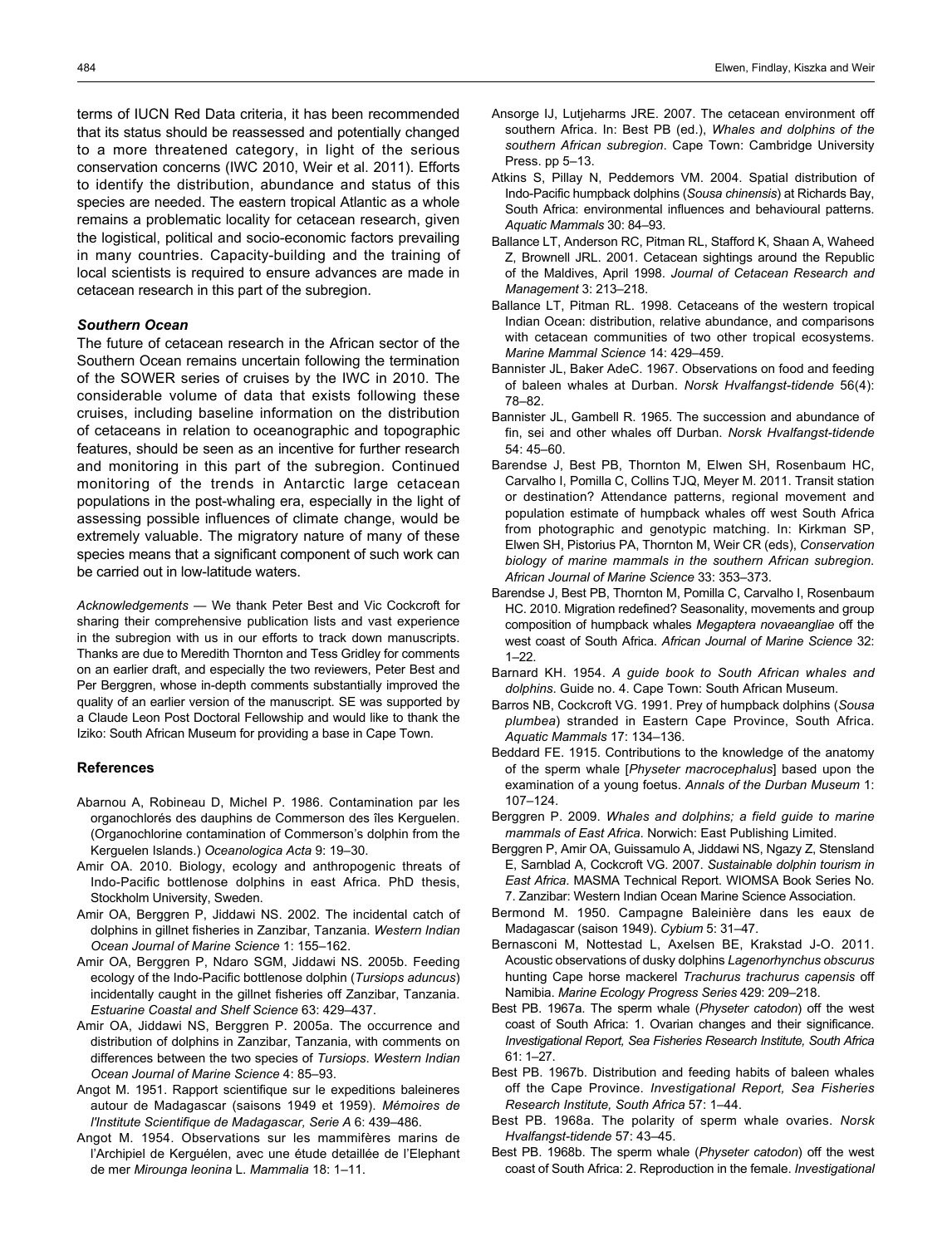terms of IUCN Red Data criteria, it has been recommended that its status should be reassessed and potentially changed to a more threatened category, in light of the serious conservation concerns (IWC 2010, Weir et al. 2011). Efforts to identify the distribution, abundance and status of this species are needed. The eastern tropical Atlantic as a whole remains a problematic locality for cetacean research, given the logistical, political and socio-economic factors prevailing in many countries. Capacity-building and the training of local scientists is required to ensure advances are made in cetacean research in this part of the subregion.

### *Southern Ocean*

The future of cetacean research in the African sector of the Southern Ocean remains uncertain following the termination of the SOWER series of cruises by the IWC in 2010. The considerable volume of data that exists following these cruises, including baseline information on the distribution of cetaceans in relation to oceanographic and topographic features, should be seen as an incentive for further research and monitoring in this part of the subregion. Continued monitoring of the trends in Antarctic large cetacean populations in the post-whaling era, especially in the light of assessing possible influences of climate change, would be extremely valuable. The migratory nature of many of these species means that a significant component of such work can be carried out in low-latitude waters.

*Acknowledgements* — We thank Peter Best and Vic Cockcroft for sharing their comprehensive publication lists and vast experience in the subregion with us in our efforts to track down manuscripts. Thanks are due to Meredith Thornton and Tess Gridley for comments on an earlier draft, and especially the two reviewers, Peter Best and Per Berggren, whose in-depth comments substantially improved the quality of an earlier version of the manuscript. SE was supported by a Claude Leon Post Doctoral Fellowship and would like to thank the Iziko: South African Museum for providing a base in Cape Town.

## References

Abarnou A, Robineau D, Michel P. 1986. Contamination par les organochlorés des dauphins de Commerson des îles Kerguelen. (Organochlorine contamination of Commerson's dolphin from the Kerguelen Islands.) *Oceanologica Acta* 9: 19–30.

Amir OA. 2010. Biology, ecology and anthropogenic threats of Indo-Pacific bottlenose dolphins in east Africa. PhD thesis, Stockholm University, Sweden.

Amir OA, Berggren P, Jiddawi NS. 2002. The incidental catch of dolphins in gillnet fisheries in Zanzibar, Tanzania. *Western Indian Ocean Journal of Marine Science* 1: 155–162.

Amir OA, Berggren P, Ndaro SGM, Jiddawi NS. 2005b. Feeding ecology of the Indo-Pacific bottlenose dolphin (*Tursiops aduncus*) incidentally caught in the gillnet fisheries off Zanzibar, Tanzania. *Estuarine Coastal and Shelf Science* 63: 429–437.

Amir OA, Jiddawi NS, Berggren P. 2005a. The occurrence and distribution of dolphins in Zanzibar, Tanzania, with comments on differences between the two species of *Tursiops*. *Western Indian Ocean Journal of Marine Science* 4: 85–93.

Angot M. 1951. Rapport scientifique sur le expeditions baleineres autour de Madagascar (saisons 1949 et 1959). *Mémoires de l'Institute Scientifique de Madagascar, Serie A* 6: 439–486.

Angot M. 1954. Observations sur les mammifères marins de l'Archipiel de Kerguélen, avec une étude detaillée de l'Elephant de mer *Mirounga leonina* L. *Mammalia* 18: 1–11.

Ansorge IJ, Lutjeharms JRE. 2007. The cetacean environment off southern Africa. In: Best PB (ed.), *Whales and dolphins of the southern African subregion*. Cape Town: Cambridge University Press. pp 5–13.

Atkins S, Pillay N, Peddemors VM. 2004. Spatial distribution of Indo-Pacific humpback dolphins (*Sousa chinensis*) at Richards Bay, South Africa: environmental influences and behavioural patterns. *Aquatic Mammals* 30: 84–93.

Ballance LT, Anderson RC, Pitman RL, Stafford K, Shaan A, Waheed Z, Brownell JRL. 2001. Cetacean sightings around the Republic of the Maldives, April 1998. *Journal of Cetacean Research and Management* 3: 213–218.

Ballance LT, Pitman RL. 1998. Cetaceans of the western tropical Indian Ocean: distribution, relative abundance, and comparisons with cetacean communities of two other tropical ecosystems. *Marine Mammal Science* 14: 429–459.

Bannister JL, Baker AdeC. 1967. Observations on food and feeding of baleen whales at Durban. *Norsk Hvalfangst-tidende* 56(4): 78–82.

Bannister JL, Gambell R. 1965. The succession and abundance of fin, sei and other whales off Durban. *Norsk Hvalfangst-tidende* 54: 45–60.

Barendse J, Best PB, Thornton M, Elwen SH, Rosenbaum HC, Carvalho I, Pomilla C, Collins TJQ, Meyer M. 2011. Transit station or destination? Attendance patterns, regional movement and population estimate of humpback whales off west South Africa from photographic and genotypic matching. In: Kirkman SP, Elwen SH, Pistorius PA, Thornton M, Weir CR (eds), *Conservation biology of marine mammals in the southern African subregion. African Journal of Marine Science* 33: 353–373.

Barendse J, Best PB, Thornton M, Pomilla C, Carvalho I, Rosenbaum HC. 2010. Migration redefined? Seasonality, movements and group composition of humpback whales *Megaptera novaeangliae* off the west coast of South Africa. *African Journal of Marine Science* 32: 1–22.

Barnard KH. 1954. *A guide book to South African whales and dolphins*. Guide no. 4. Cape Town: South African Museum.

Barros NB, Cockcroft VG. 1991. Prey of humpback dolphins (*Sousa plumbea*) stranded in Eastern Cape Province, South Africa. *Aquatic Mammals* 17: 134–136.

Beddard FE. 1915. Contributions to the knowledge of the anatomy of the sperm whale [*Physeter macrocephalus*] based upon the examination of a young foetus. *Annals of the Durban Museum* 1: 107–124.

Berggren P. 2009. *Whales and dolphins; a field guide to marine mammals of East Africa*. Norwich: East Publishing Limited.

Berggren P, Amir OA, Guissamulo A, Jiddawi NS, Ngazy Z, Stensland E, Sarnblad A, Cockcroft VG. 2007. *Sustainable dolphin tourism in East Africa*. MASMA Technical Report. WIOMSA Book Series No. 7. Zanzibar: Western Indian Ocean Marine Science Association.

Bermond M. 1950. Campagne Baleinière dans les eaux de Madagascar (saison 1949). *Cybium* 5: 31–47.

Bernasconi M, Nottestad L, Axelsen BE, Krakstad J-O. 2011. Acoustic observations of dusky dolphins *Lagenorhynchus obscurus* hunting Cape horse mackerel *Trachurus trachurus capensis* off Namibia. *Marine Ecology Progress Series* 429: 209–218.

Best PB. 1967a. The sperm whale (*Physeter catodon*) off the west coast of South Africa: 1. Ovarian changes and their significance. *Investigational Report, Sea Fisheries Research Institute, South Africa* 61: 1–27.

Best PB. 1967b. Distribution and feeding habits of baleen whales off the Cape Province. *Investigational Report, Sea Fisheries Research Institute, South Africa* 57: 1–44.

Best PB. 1968a. The polarity of sperm whale ovaries. *Norsk Hvalfangst-tidende* 57: 43–45.

Best PB. 1968b. The sperm whale (*Physeter catodon*) off the west coast of South Africa: 2. Reproduction in the female. *Investigational*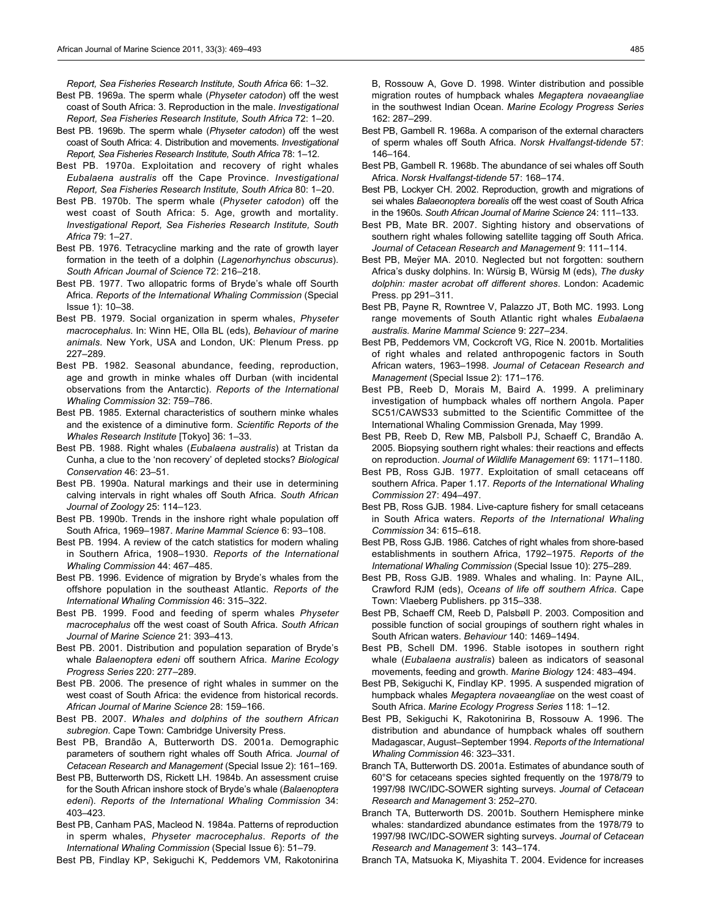*Report, Sea Fisheries Research Institute, South Africa* 66: 1–32.

Best PB. 1969a. The sperm whale (*Physeter catodon*) off the west coast of South Africa: 3. Reproduction in the male. *Investigational Report, Sea Fisheries Research Institute, South Africa* 72: 1–20.

Best PB. 1969b. The sperm whale (*Physeter catodon*) off the west coast of South Africa: 4. Distribution and movements. *Investigational Report, Sea Fisheries Research Institute, South Africa* 78: 1–12.

Best PB. 1970a. Exploitation and recovery of right whales *Eubalaena australis* off the Cape Province. *Investigational Report, Sea Fisheries Research Institute, South Africa* 80: 1–20.

Best PB. 1970b. The sperm whale (*Physeter catodon*) off the west coast of South Africa: 5. Age, growth and mortality. *Investigational Report, Sea Fisheries Research Institute, South Africa* 79: 1–27.

Best PB. 1976. Tetracycline marking and the rate of growth layer formation in the teeth of a dolphin (*Lagenorhynchus obscurus*). *South African Journal of Science* 72: 216–218.

Best PB. 1977. Two allopatric forms of Bryde's whale off Sourth Africa. *Reports of the International Whaling Commission* (Special Issue 1): 10–38.

Best PB. 1979. Social organization in sperm whales, *Physeter macrocephalus*. In: Winn HE, Olla BL (eds), *Behaviour of marine animals*. New York, USA and London, UK: Plenum Press. pp 227–289.

Best PB. 1982. Seasonal abundance, feeding, reproduction, age and growth in minke whales off Durban (with incidental observations from the Antarctic). *Reports of the International Whaling Commission* 32: 759–786.

Best PB. 1985. External characteristics of southern minke whales and the existence of a diminutive form. *Scientific Reports of the Whales Research Institute* [Tokyo] 36: 1–33.

Best PB. 1988. Right whales (*Eubalaena australis*) at Tristan da Cunha, a clue to the 'non recovery' of depleted stocks? *Biological Conservation* 46: 23–51.

Best PB. 1990a. Natural markings and their use in determining calving intervals in right whales off South Africa. *South African Journal of Zoology* 25: 114–123.

Best PB. 1990b. Trends in the inshore right whale population off South Africa, 1969–1987. *Marine Mammal Science* 6: 93–108.

Best PB. 1994. A review of the catch statistics for modern whaling in Southern Africa, 1908–1930. *Reports of the International Whaling Commission* 44: 467–485.

Best PB. 1996. Evidence of migration by Bryde's whales from the offshore population in the southeast Atlantic. *Reports of the International Whaling Commission* 46: 315–322.

Best PB. 1999. Food and feeding of sperm whales *Physeter macrocephalus* off the west coast of South Africa. *South African Journal of Marine Science* 21: 393–413.

Best PB. 2001. Distribution and population separation of Bryde's whale *Balaenoptera edeni* off southern Africa. *Marine Ecology Progress Series* 220: 277–289.

Best PB. 2006. The presence of right whales in summer on the west coast of South Africa: the evidence from historical records. *African Journal of Marine Science* 28: 159–166.

Best PB. 2007. *Whales and dolphins of the southern African subregion*. Cape Town: Cambridge University Press.

Best PB, Brandão A, Butterworth DS. 2001a. Demographic parameters of southern right whales off South Africa. *Journal of Cetacean Research and Management* (Special Issue 2): 161–169.

Best PB, Butterworth DS, Rickett LH. 1984b. An assessment cruise for the South African inshore stock of Bryde's whale (*Balaenoptera edeni*). *Reports of the International Whaling Commission* 34: 403–423.

Best PB, Canham PAS, Macleod N. 1984a. Patterns of reproduction in sperm whales, *Physeter macrocephalus*. *Reports of the International Whaling Commission* (Special Issue 6): 51–79.

Best PB, Findlay KP, Sekiguchi K, Peddemors VM, Rakotonirina B, Rossouw A, Gove D. 1998. Winter distribution and possible migration routes of humpback whales *Megaptera novaeangliae* in the southwest Indian Ocean. *Marine Ecology Progress Series* 162: 287–299.

Best PB, Gambell R. 1968a. A comparison of the external characters of sperm whales off South Africa. *Norsk Hvalfangst-tidende* 57: 146–164.

Best PB, Gambell R. 1968b. The abundance of sei whales off South Africa. *Norsk Hvalfangst-tidende* 57: 168–174.

Best PB, Lockyer CH. 2002. Reproduction, growth and migrations of sei whales *Balaenoptera borealis* off the west coast of South Africa in the 1960s. *South African Journal of Marine Science* 24: 111–133.

Best PB, Mate BR. 2007. Sighting history and observations of southern right whales following satellite tagging off South Africa. *Journal of Cetacean Research and Management* 9: 111–114.

Best PB, Meÿer MA. 2010. Neglected but not forgotten: southern Africa's dusky dolphins. In: Würsig B, Würsig M (eds), *The dusky dolphin: master acrobat off different shores*. London: Academic Press. pp 291–311.

Best PB, Payne R, Rowntree V, Palazzo JT, Both MC. 1993. Long range movements of South Atlantic right whales *Eubalaena australis*. *Marine Mammal Science* 9: 227–234.

Best PB, Peddemors VM, Cockcroft VG, Rice N. 2001b. Mortalities of right whales and related anthropogenic factors in South African waters, 1963–1998. *Journal of Cetacean Research and Management* (Special Issue 2): 171–176.

Best PB, Reeb D, Morais M, Baird A. 1999. A preliminary investigation of humpback whales off northern Angola. Paper SC51/CAWS33 submitted to the Scientific Committee of the International Whaling Commission Grenada, May 1999.

Best PB, Reeb D, Rew MB, Palsboll PJ, Schaeff C, Brandão A. 2005. Biopsying southern right whales: their reactions and effects on reproduction. *Journal of Wildlife Management* 69: 1171–1180.

Best PB, Ross GJB. 1977. Exploitation of small cetaceans off southern Africa. *Reports of the International Whaling Commission* 27: 494–497.

Best PB, Ross GJB. 1984. Live-capture fishery for small cetaceans in South Africa waters. *Reports of the International Whaling Commission* 34: 615–618.

Best PB, Ross GJB. 1986. Catches of right whales from shore-based establishments in southern Africa, 1792–1975. *Reports of the International Whaling Commission* (Special Issue 10): 275–289.

Best PB, Ross GJB. 1989. Whales and whaling. In: Payne AIL, Crawford RJM (eds), *Oceans of life off southern Africa*. Cape Town: Vlaeberg Publishers. pp 315–338.

Best PB, Schaeff CM, Reeb D, Palsbøll P. 2003. Composition and possible function of social groupings of southern right whales in South African waters. *Behaviour* 140: 1469–1494.

Best PB, Schell DM. 1996. Stable isotopes in southern right whale (*Eubalaena australis*) baleen as indicators of seasonal movements, feeding and growth. *Marine Biology* 124: 483–494.

Best PB, Sekiguchi K, Findlay KP. 1995. A suspended migration of humpback whales *Megaptera novaeangliae* on the west coast of South Africa. *Marine Ecology Progress Series* 118: 1–12.

Best PB, Sekiguchi K, Rakotonirina B, Rossouw A. 1996. The distribution and abundance of humpback whales off southern Madagascar, August–September 1994. *Reports of the International Whaling Commission* 46: 323–331.

Branch TA, Butterworth DS. 2001a. Estimates of abundance south of 60°S for cetaceans species sighted frequently on the 1978/79 to 1997/98 IWC/IDC-SOWER sighting surveys. *Journal of Cetacean Research and Management* 3: 252–270.

Branch TA, Butterworth DS. 2001b. Southern Hemisphere minke whales: standardized abundance estimates from the 1978/79 to 1997/98 IWC/IDC-SOWER sighting surveys. *Journal of Cetacean Research and Management* 3: 143–174.

Branch TA, Matsuoka K, Miyashita T. 2004. Evidence for increases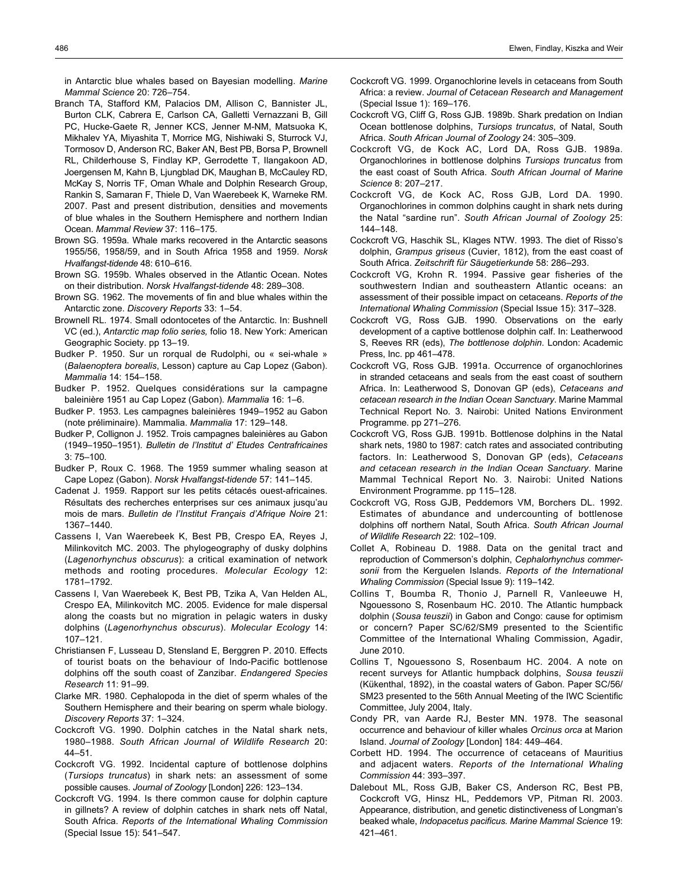in Antarctic blue whales based on Bayesian modelling. *Marine Mammal Science* 20: 726–754.

Branch TA, Stafford KM, Palacios DM, Allison C, Bannister JL, Burton CLK, Cabrera E, Carlson CA, Galletti Vernazzani B, Gill PC, Hucke-Gaete R, Jenner KCS, Jenner M-NM, Matsuoka K, Mikhalev YA, Miyashita T, Morrice MG, Nishiwaki S, Sturrock VJ, Tormosov D, Anderson RC, Baker AN, Best PB, Borsa P, Brownell RL, Childerhouse S, Findlay KP, Gerrodette T, Ilangakoon AD, Joergensen M, Kahn B, Ljungblad DK, Maughan B, McCauley RD, McKay S, Norris TF, Oman Whale and Dolphin Research Group, Rankin S, Samaran F, Thiele D, Van Waerebeek K, Warneke RM. 2007. Past and present distribution, densities and movements of blue whales in the Southern Hemisphere and northern Indian Ocean. *Mammal Review* 37: 116–175.

Brown SG. 1959a. Whale marks recovered in the Antarctic seasons 1955/56, 1958/59, and in South Africa 1958 and 1959. *Norsk Hvalfangst-tidende* 48: 610–616.

Brown SG. 1959b. Whales observed in the Atlantic Ocean. Notes on their distribution. *Norsk Hvalfangst-tidende* 48: 289–308.

Brown SG. 1962. The movements of fin and blue whales within the Antarctic zone. *Discovery Reports* 33: 1–54.

Brownell RL. 1974. Small odontocetes of the Antarctic. In: Bushnell VC (ed.), *Antarctic map folio series,* folio 18. New York: American Geographic Society. pp 13–19.

Budker P. 1950. Sur un rorqual de Rudolphi, ou « sei-whale » (*Balaenoptera borealis*, Lesson) capture au Cap Lopez (Gabon). *Mammalia* 14: 154–158.

Budker P. 1952. Quelques considérations sur la campagne baleinière 1951 au Cap Lopez (Gabon). *Mammalia* 16: 1–6.

Budker P. 1953. Les campagnes baleinières 1949–1952 au Gabon (note préliminaire). Mammalia. *Mammalia* 17: 129–148.

Budker P, Collignon J. 1952. Trois campagnes baleinières au Gabon (1949–1950–1951). *Bulletin de l'Institut d' Etudes Centrafricaines* 3: 75–100.

Budker P, Roux C. 1968. The 1959 summer whaling season at Cape Lopez (Gabon). *Norsk Hvalfangst-tidende* 57: 141–145.

Cadenat J. 1959. Rapport sur les petits cétacés ouest-africaines. Résultats des recherches enterprises sur ces animaux jusqu'au mois de mars. *Bulletin de l'Institut Français d'Afrique Noire* 21: 1367–1440.

Cassens I, Van Waerebeek K, Best PB, Crespo EA, Reyes J, Milinkovitch MC. 2003. The phylogeography of dusky dolphins (*Lagenorhynchus obscurus*): a critical examination of network methods and rooting procedures. *Molecular Ecology* 12: 1781–1792.

Cassens I, Van Waerebeek K, Best PB, Tzika A, Van Helden AL, Crespo EA, Milinkovitch MC. 2005. Evidence for male dispersal along the coasts but no migration in pelagic waters in dusky dolphins (*Lagenorhynchus obscurus*). *Molecular Ecology* 14: 107–121.

Christiansen F, Lusseau D, Stensland E, Berggren P. 2010. Effects of tourist boats on the behaviour of Indo-Pacific bottlenose dolphins off the south coast of Zanzibar. *Endangered Species Research* 11: 91–99.

Clarke MR. 1980. Cephalopoda in the diet of sperm whales of the Southern Hemisphere and their bearing on sperm whale biology. *Discovery Reports* 37: 1–324.

Cockcroft VG. 1990. Dolphin catches in the Natal shark nets, 1980–1988. *South African Journal of Wildlife Research* 20: 44–51.

Cockcroft VG. 1992. Incidental capture of bottlenose dolphins (*Tursiops truncatus*) in shark nets: an assessment of some possible causes. *Journal of Zoology* [London] 226: 123–134.

Cockcroft VG. 1994. Is there common cause for dolphin capture in gillnets? A review of dolphin catches in shark nets off Natal, South Africa. *Reports of the International Whaling Commission* (Special Issue 15): 541–547.

Cockcroft VG. 1999. Organochlorine levels in cetaceans from South Africa: a review. *Journal of Cetacean Research and Management* (Special Issue 1): 169–176.

Cockcroft VG, Cliff G, Ross GJB. 1989b. Shark predation on Indian Ocean bottlenose dolphins, *Tursiops truncatus*, of Natal, South Africa. *South African Journal of Zoology* 24: 305–309.

Cockcroft VG, de Kock AC, Lord DA, Ross GJB. 1989a. Organochlorines in bottlenose dolphins *Tursiops truncatus* from the east coast of South Africa. *South African Journal of Marine Science* 8: 207–217.

Cockcroft VG, de Kock AC, Ross GJB, Lord DA. 1990. Organochlorines in common dolphins caught in shark nets during the Natal "sardine run". *South African Journal of Zoology* 25: 144–148.

Cockcroft VG, Haschik SL, Klages NTW. 1993. The diet of Risso's dolphin, *Grampus griseus* (Cuvier, 1812), from the east coast of South Africa. *Zeitschrift für Säugetierkunde* 58: 286–293.

Cockcroft VG, Krohn R. 1994. Passive gear fisheries of the southwestern Indian and southeastern Atlantic oceans: an assessment of their possible impact on cetaceans. *Reports of the International Whaling Commission* (Special Issue 15): 317–328.

Cockcroft VG, Ross GJB. 1990. Observations on the early development of a captive bottlenose dolphin calf. In: Leatherwood S, Reeves RR (eds), *The bottlenose dolphin*. London: Academic Press, Inc. pp 461–478.

Cockcroft VG, Ross GJB. 1991a. Occurrence of organochlorines in stranded cetaceans and seals from the east coast of southern Africa. In: Leatherwood S, Donovan GP (eds), *Cetaceans and cetacean research in the Indian Ocean Sanctuary*. Marine Mammal Technical Report No. 3. Nairobi: United Nations Environment Programme. pp 271–276.

Cockcroft VG, Ross GJB. 1991b. Bottlenose dolphins in the Natal shark nets, 1980 to 1987: catch rates and associated contributing factors. In: Leatherwood S, Donovan GP (eds), *Cetaceans and cetacean research in the Indian Ocean Sanctuary*. Marine Mammal Technical Report No. 3. Nairobi: United Nations Environment Programme. pp 115–128.

Cockcroft VG, Ross GJB, Peddemors VM, Borchers DL. 1992. Estimates of abundance and undercounting of bottlenose dolphins off northern Natal, South Africa. *South African Journal of Wildlife Research* 22: 102–109.

Collet A, Robineau D. 1988. Data on the genital tract and reproduction of Commerson's dolphin, *Cephalorhynchus commersonii* from the Kerguelen Islands. *Reports of the International Whaling Commission* (Special Issue 9): 119–142.

Collins T, Boumba R, Thonio J, Parnell R, Vanleeuwe H, Ngouessono S, Rosenbaum HC. 2010. The Atlantic humpback dolphin (*Sousa teuszii*) in Gabon and Congo: cause for optimism or concern? Paper SC/62/SM9 presented to the Scientific Committee of the International Whaling Commission, Agadir, June 2010.

Collins T, Ngouessono S, Rosenbaum HC. 2004. A note on recent surveys for Atlantic humpback dolphins, *Sousa teuszii* (Kükenthal, 1892), in the coastal waters of Gabon. Paper SC/56/SM23 presented to the 56th Annual Meeting of the IWC Scientific Committee, July 2004, Italy.

Condy PR, van Aarde RJ, Bester MN. 1978. The seasonal occurrence and behaviour of killer whales *Orcinus orca* at Marion Island. *Journal of Zoology* [London] 184: 449–464.

Corbett HD. 1994. The occurrence of cetaceans of Mauritius and adjacent waters. *Reports of the International Whaling Commission* 44: 393–397.

Dalebout ML, Ross GJB, Baker CS, Anderson RC, Best PB, Cockcroft VG, Hinsz HL, Peddemors VP, Pitman Rl. 2003. Appearance, distribution, and genetic distinctiveness of Longman's beaked whale, *Indopacetus pacificus. Marine Mammal Science* 19: 421–461.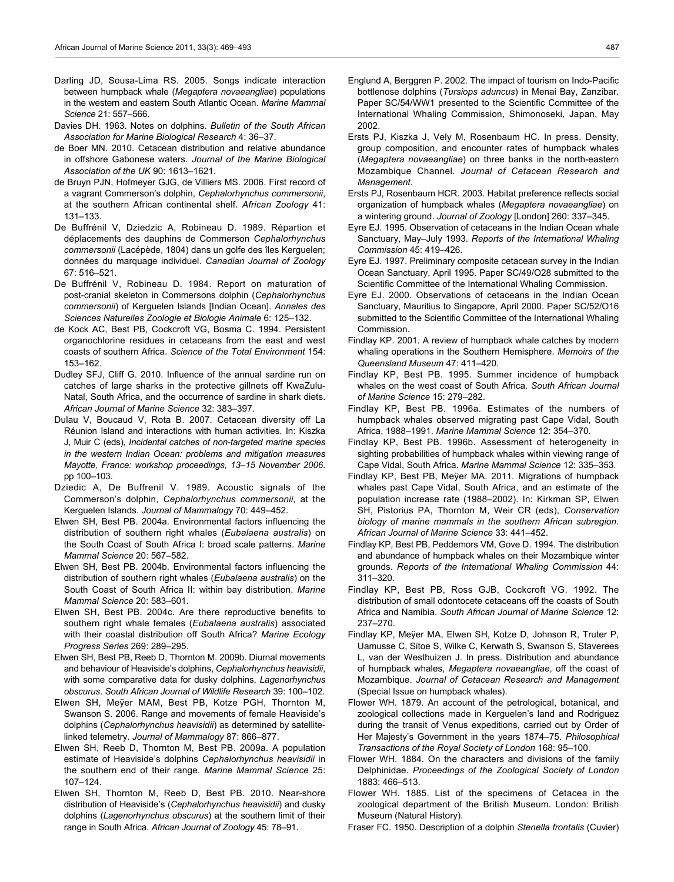Darling JD, Sousa-Lima RS. 2005. Songs indicate interaction between humpback whale (*Megaptera novaeangliae*) populations in the western and eastern South Atlantic Ocean. *Marine Mammal Science* 21: 557–566.

Davies DH. 1963. Notes on dolphins. *Bulletin of the South African Association for Marine Biological Research* 4: 36–37.

de Boer MN. 2010. Cetacean distribution and relative abundance in offshore Gabonese waters. *Journal of the Marine Biological Association of the UK* 90: 1613–1621.

de Bruyn PJN, Hofmeyer GJG, de Villiers MS. 2006. First record of a vagrant Commerson's dolphin, *Cephalorhynchus commersonii*, at the southern African continental shelf. *African Zoology* 41: 131–133.

De Buffrénil V, Dziedzic A, Robineau D. 1989. Répartion et déplacements des dauphins de Commerson *Cephalorhynchus commersonii* (Lacépède, 1804) dans un golfe des îles Kerguelen; données du marquage individuel. *Canadian Journal of Zoology* 67: 516–521.

De Buffrénil V, Robineau D. 1984. Report on maturation of post-cranial skeleton in Commersons dolphin (*Cephalorhynchus commersonii*) of Kerguelen Islands [Indian Ocean]. *Annales des Sciences Naturelles Zoologie et Biologie Animale* 6: 125–132.

de Kock AC, Best PB, Cockcroft VG, Bosma C. 1994. Persistent organochlorine residues in cetaceans from the east and west coasts of southern Africa. *Science of the Total Environment* 154: 153–162.

Dudley SFJ, Cliff G. 2010. Influence of the annual sardine run on catches of large sharks in the protective gillnets off KwaZulu-Natal, South Africa, and the occurrence of sardine in shark diets. *African Journal of Marine Science* 32: 383–397.

Dulau V, Boucaud V, Rota B. 2007. Cetacean diversity off La Réunion Island and interactions with human activities. In: Kiszka J, Muir C (eds), *Incidental catches of non-targeted marine species in the western Indian Ocean: problems and mitigation measures Mayotte, France: workshop proceedings, 13–15 November 2006*. pp 100–103.

Dziedic A, De Buffrenil V. 1989. Acoustic signals of the Commerson's dolphin, *Cephalorhynchus commersonii*, at the Kerguelen Islands. *Journal of Mammalogy* 70: 449–452.

Elwen SH, Best PB. 2004a. Environmental factors influencing the distribution of southern right whales (*Eubalaena australis*) on the South Coast of South Africa I: broad scale patterns. *Marine Mammal Science* 20: 567–582.

Elwen SH, Best PB. 2004b. Environmental factors influencing the distribution of southern right whales (*Eubalaena australis*) on the South Coast of South Africa II: within bay distribution. *Marine Mammal Science* 20: 583–601.

Elwen SH, Best PB. 2004c. Are there reproductive benefits to southern right whale females (*Eubalaena australis*) associated with their coastal distribution off South Africa? *Marine Ecology Progress Series* 269: 289–295.

Elwen SH, Best PB, Reeb D, Thornton M. 2009b. Diurnal movements and behaviour of Heaviside's dolphins, *Cephalorhynchus heavisidii*, with some comparative data for dusky dolphins, *Lagenorhynchus obscurus*. *South African Journal of Wildlife Research* 39: 100–102.

Elwen SH, Meÿer MAM, Best PB, Kotze PGH, Thornton M, Swanson S. 2006. Range and movements of female Heaviside's dolphins (*Cephalorhynchus heavisidii*) as determined by satellite-linked telemetry. *Journal of Mammalogy* 87: 866–877.

Elwen SH, Reeb D, Thornton M, Best PB. 2009a. A population estimate of Heaviside's dolphins *Cephalorhynchus heavisidii* in the southern end of their range. *Marine Mammal Science* 25: 107–124.

Elwen SH, Thornton M, Reeb D, Best PB. 2010. Near-shore distribution of Heaviside's (*Cephalorhynchus heavisidii*) and dusky dolphins (*Lagenorhynchus obscurus*) at the southern limit of their range in South Africa. *African Journal of Zoology* 45: 78–91.

Englund A, Berggren P. 2002. The impact of tourism on Indo-Pacific bottlenose dolphins (*Tursiops aduncus*) in Menai Bay, Zanzibar. Paper SC/54/WW1 presented to the Scientific Committee of the International Whaling Commission, Shimonoseki, Japan, May 2002.

Ersts PJ, Kiszka J, Vely M, Rosenbaum HC. In press. Density, group composition, and encounter rates of humpback whales (*Megaptera novaeangliae*) on three banks in the north-eastern Mozambique Channel. *Journal of Cetacean Research and Management*.

Ersts PJ, Rosenbaum HCR. 2003. Habitat preference reflects social organization of humpback whales (*Megaptera novaeangliae*) on a wintering ground. *Journal of Zoology* [London] 260: 337–345.

Eyre EJ. 1995. Observation of cetaceans in the Indian Ocean whale Sanctuary, May–July 1993. *Reports of the International Whaling Commission* 45: 419–426.

Eyre EJ. 1997. Preliminary composite cetacean survey in the Indian Ocean Sanctuary, April 1995. Paper SC/49/O28 submitted to the Scientific Committee of the International Whaling Commission.

Eyre EJ. 2000. Observations of cetaceans in the Indian Ocean Sanctuary, Mauritius to Singapore, April 2000. Paper SC/52/O16 submitted to the Scientific Committee of the International Whaling Commission.

Findlay KP. 2001. A review of humpback whale catches by modern whaling operations in the Southern Hemisphere. *Memoirs of the Queensland Museum* 47: 411–420.

Findlay KP, Best PB. 1995. Summer incidence of humpback whales on the west coast of South Africa. *South African Journal of Marine Science* 15: 279–282.

Findlay KP, Best PB. 1996a. Estimates of the numbers of humpback whales observed migrating past Cape Vidal, South Africa, 1988–1991. *Marine Mammal Science* 12: 354–370.

Findlay KP, Best PB. 1996b. Assessment of heterogeneity in sighting probabilities of humpback whales within viewing range of Cape Vidal, South Africa. *Marine Mammal Science* 12: 335–353.

Findlay KP, Best PB, Meÿer MA. 2011. Migrations of humpback whales past Cape Vidal, South Africa, and an estimate of the population increase rate (1988–2002). In: Kirkman SP, Elwen SH, Pistorius PA, Thornton M, Weir CR (eds), *Conservation biology of marine mammals in the southern African subregion. African Journal of Marine Science* 33: 441–452.

Findlay KP, Best PB, Peddemors VM, Gove D. 1994. The distribution and abundance of humpback whales on their Mozambique winter grounds. *Reports of the International Whaling Commission* 44: 311–320.

Findlay KP, Best PB, Ross GJB, Cockcroft VG. 1992. The distribution of small odontocete cetaceans off the coasts of South Africa and Namibia. *South African Journal of Marine Science* 12: 237–270.

Findlay KP, Meÿer MA, Elwen SH, Kotze D, Johnson R, Truter P, Uamusse C, Sitoe S, Wilke C, Kerwath S, Swanson S, Staverees L, van der Westhuizen J. In press. Distribution and abundance of humpback whales, *Megaptera novaeangliae*, off the coast of Mozambique. *Journal of Cetacean Research and Management* (Special Issue on humpback whales).

Flower WH. 1879. An account of the petrological, botanical, and zoological collections made in Kerguelen's land and Rodriguez during the transit of Venus expeditions, carried out by Order of Her Majesty's Government in the years 1874–75. *Philosophical Transactions of the Royal Society of London* 168: 95–100.

Flower WH. 1884. On the characters and divisions of the family Delphinidae. *Proceedings of the Zoological Society of London* 1883: 466–513.

Flower WH. 1885. List of the specimens of Cetacea in the zoological department of the British Museum. London: British Museum (Natural History).

Fraser FC. 1950. Description of a dolphin *Stenella frontalis* (Cuvier)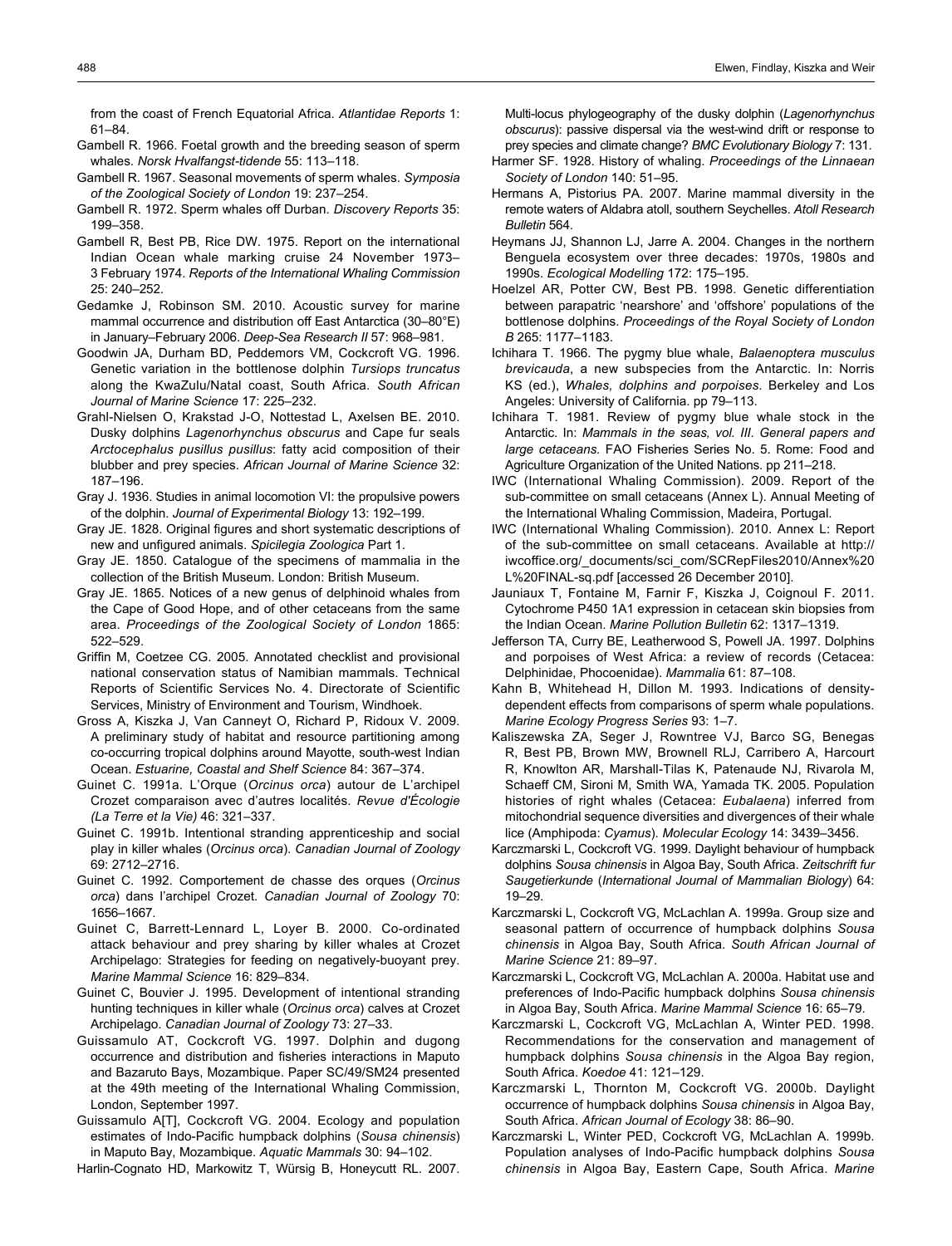from the coast of French Equatorial Africa. *Atlantidae Reports* 1: 61–84.

Gambell R. 1966. Foetal growth and the breeding season of sperm whales. *Norsk Hvalfangst-tidende* 55: 113–118.

Gambell R. 1967. Seasonal movements of sperm whales. *Symposia of the Zoological Society of London* 19: 237–254.

Gambell R. 1972. Sperm whales off Durban. *Discovery Reports* 35: 199–358.

Gambell R, Best PB, Rice DW. 1975. Report on the international Indian Ocean whale marking cruise 24 November 1973–3 February 1974. *Reports of the International Whaling Commission* 25: 240–252.

Gedamke J, Robinson SM. 2010. Acoustic survey for marine mammal occurrence and distribution off East Antarctica (30–80°E) in January–February 2006. *Deep-Sea Research II* 57: 968–981.

Goodwin JA, Durham BD, Peddemors VM, Cockcroft VG. 1996. Genetic variation in the bottlenose dolphin *Tursiops truncatus* along the KwaZulu/Natal coast, South Africa. *South African Journal of Marine Science* 17: 225–232.

Grahl-Nielsen O, Krakstad J-O, Nottestad L, Axelsen BE. 2010. Dusky dolphins *Lagenorhynchus obscurus* and Cape fur seals *Arctocephalus pusillus pusillus*: fatty acid composition of their blubber and prey species. *African Journal of Marine Science* 32: 187–196.

Gray J. 1936. Studies in animal locomotion VI: the propulsive powers of the dolphin. *Journal of Experimental Biology* 13: 192–199.

Gray JE. 1828. Original figures and short systematic descriptions of new and unfigured animals. *Spicilegia Zoologica* Part 1.

Gray JE. 1850. Catalogue of the specimens of mammalia in the collection of the British Museum. London: British Museum.

Gray JE. 1865. Notices of a new genus of delphinoid whales from the Cape of Good Hope, and of other cetaceans from the same area. *Proceedings of the Zoological Society of London* 1865: 522–529.

Griffin M, Coetzee CG. 2005. Annotated checklist and provisional national conservation status of Namibian mammals. Technical Reports of Scientific Services No. 4. Directorate of Scientific Services, Ministry of Environment and Tourism, Windhoek.

Gross A, Kiszka J, Van Canneyt O, Richard P, Ridoux V. 2009. A preliminary study of habitat and resource partitioning among co-occurring tropical dolphins around Mayotte, south-west Indian Ocean. *Estuarine, Coastal and Shelf Science* 84: 367–374.

Guinet C. 1991a. L'Orque (*Orcinus orca*) autour de L'archipel Crozet comparaison avec d'autres localités. *Revue d'Écologie (La Terre et la Vie)* 46: 321–337.

Guinet C. 1991b. Intentional stranding apprenticeship and social play in killer whales (*Orcinus orca*). *Canadian Journal of Zoology* 69: 2712–2716.

Guinet C. 1992. Comportement de chasse des orques (*Orcinus orca*) dans l'archipel Crozet. *Canadian Journal of Zoology* 70: 1656–1667.

Guinet C, Barrett-Lennard L, Loyer B. 2000. Co-ordinated attack behaviour and prey sharing by killer whales at Crozet Archipelago: Strategies for feeding on negatively-buoyant prey. *Marine Mammal Science* 16: 829–834.

Guinet C, Bouvier J. 1995. Development of intentional stranding hunting techniques in killer whale (*Orcinus orca*) calves at Crozet Archipelago. *Canadian Journal of Zoology* 73: 27–33.

Guissamulo AT, Cockcroft VG. 1997. Dolphin and dugong occurrence and distribution and fisheries interactions in Maputo and Bazaruto Bays, Mozambique. Paper SC/49/SM24 presented at the 49th meeting of the International Whaling Commission, London, September 1997.

Guissamulo A[T], Cockcroft VG. 2004. Ecology and population estimates of Indo-Pacific humpback dolphins (*Sousa chinensis*) in Maputo Bay, Mozambique. *Aquatic Mammals* 30: 94–102.

Harlin-Cognato HD, Markowitz T, Würsig B, Honeycutt RL. 2007. Multi-locus phylogeography of the dusky dolphin (*Lagenorhynchus obscurus*): passive dispersal via the west-wind drift or response to prey species and climate change? *BMC Evolutionary Biology* 7: 131.

Harmer SF. 1928. History of whaling. *Proceedings of the Linnaean Society of London* 140: 51–95.

Hermans A, Pistorius PA. 2007. Marine mammal diversity in the remote waters of Aldabra atoll, southern Seychelles. *Atoll Research Bulletin* 564.

Heymans JJ, Shannon LJ, Jarre A. 2004. Changes in the northern Benguela ecosystem over three decades: 1970s, 1980s and 1990s. *Ecological Modelling* 172: 175–195.

Hoelzel AR, Potter CW, Best PB. 1998. Genetic differentiation between parapatric 'nearshore' and 'offshore' populations of the bottlenose dolphins. *Proceedings of the Royal Society of London B* 265: 1177–1183.

Ichihara T. 1966. The pygmy blue whale, *Balaenoptera musculus brevicauda*, a new subspecies from the Antarctic. In: Norris KS (ed.), *Whales, dolphins and porpoises*. Berkeley and Los Angeles: University of California. pp 79–113.

Ichihara T. 1981. Review of pygmy blue whale stock in the Antarctic. In: *Mammals in the seas, vol. III. General papers and large cetaceans*. FAO Fisheries Series No. 5. Rome: Food and Agriculture Organization of the United Nations. pp 211–218.

IWC (International Whaling Commission). 2009. Report of the sub-committee on small cetaceans (Annex L). Annual Meeting of the International Whaling Commission, Madeira, Portugal.

IWC (International Whaling Commission). 2010. Annex L: Report of the sub-committee on small cetaceans. Available at http://iwcoffice.org/_documents/sci_com/SCRepFiles2010/Annex%20L%20FINAL-sq.pdf [accessed 26 December 2010].

Jauniaux T, Fontaine M, Farnir F, Kiszka J, Coignoul F. 2011. Cytochrome P450 1A1 expression in cetacean skin biopsies from the Indian Ocean. *Marine Pollution Bulletin* 62: 1317–1319.

Jefferson TA, Curry BE, Leatherwood S, Powell JA. 1997. Dolphins and porpoises of West Africa: a review of records (Cetacea: Delphinidae, Phocoenidae). *Mammalia* 61: 87–108.

Kahn B, Whitehead H, Dillon M. 1993. Indications of density-dependent effects from comparisons of sperm whale populations. *Marine Ecology Progress Series* 93: 1–7.

Kaliszewska ZA, Seger J, Rowntree VJ, Barco SG, Benegas R, Best PB, Brown MW, Brownell RLJ, Carribero A, Harcourt R, Knowlton AR, Marshall-Tilas K, Patenaude NJ, Rivarola M, Schaeff CM, Sironi M, Smith WA, Yamada TK. 2005. Population histories of right whales (Cetacea: *Eubalaena*) inferred from mitochondrial sequence diversities and divergences of their whale lice (Amphipoda: *Cyamus*). *Molecular Ecology* 14: 3439–3456.

Karczmarski L, Cockcroft VG. 1999. Daylight behaviour of humpback dolphins *Sousa chinensis* in Algoa Bay, South Africa. *Zeitschrift fur Saugetierkunde* (*International Journal of Mammalian Biology*) 64: 19–29.

Karczmarski L, Cockcroft VG, McLachlan A. 1999a. Group size and seasonal pattern of occurrence of humpback dolphins *Sousa chinensis* in Algoa Bay, South Africa. *South African Journal of Marine Science* 21: 89–97.

Karczmarski L, Cockcroft VG, McLachlan A. 2000a. Habitat use and preferences of Indo-Pacific humpback dolphins *Sousa chinensis* in Algoa Bay, South Africa. *Marine Mammal Science* 16: 65–79.

Karczmarski L, Cockcroft VG, McLachlan A, Winter PED. 1998. Recommendations for the conservation and management of humpback dolphins *Sousa chinensis* in the Algoa Bay region, South Africa. *Koedoe* 41: 121–129.

Karczmarski L, Thornton M, Cockcroft VG. 2000b. Daylight occurrence of humpback dolphins *Sousa chinensis* in Algoa Bay, South Africa. *African Journal of Ecology* 38: 86–90.

Karczmarski L, Winter PED, Cockcroft VG, McLachlan A. 1999b. Population analyses of Indo-Pacific humpback dolphins *Sousa chinensis* in Algoa Bay, Eastern Cape, South Africa. *Marine*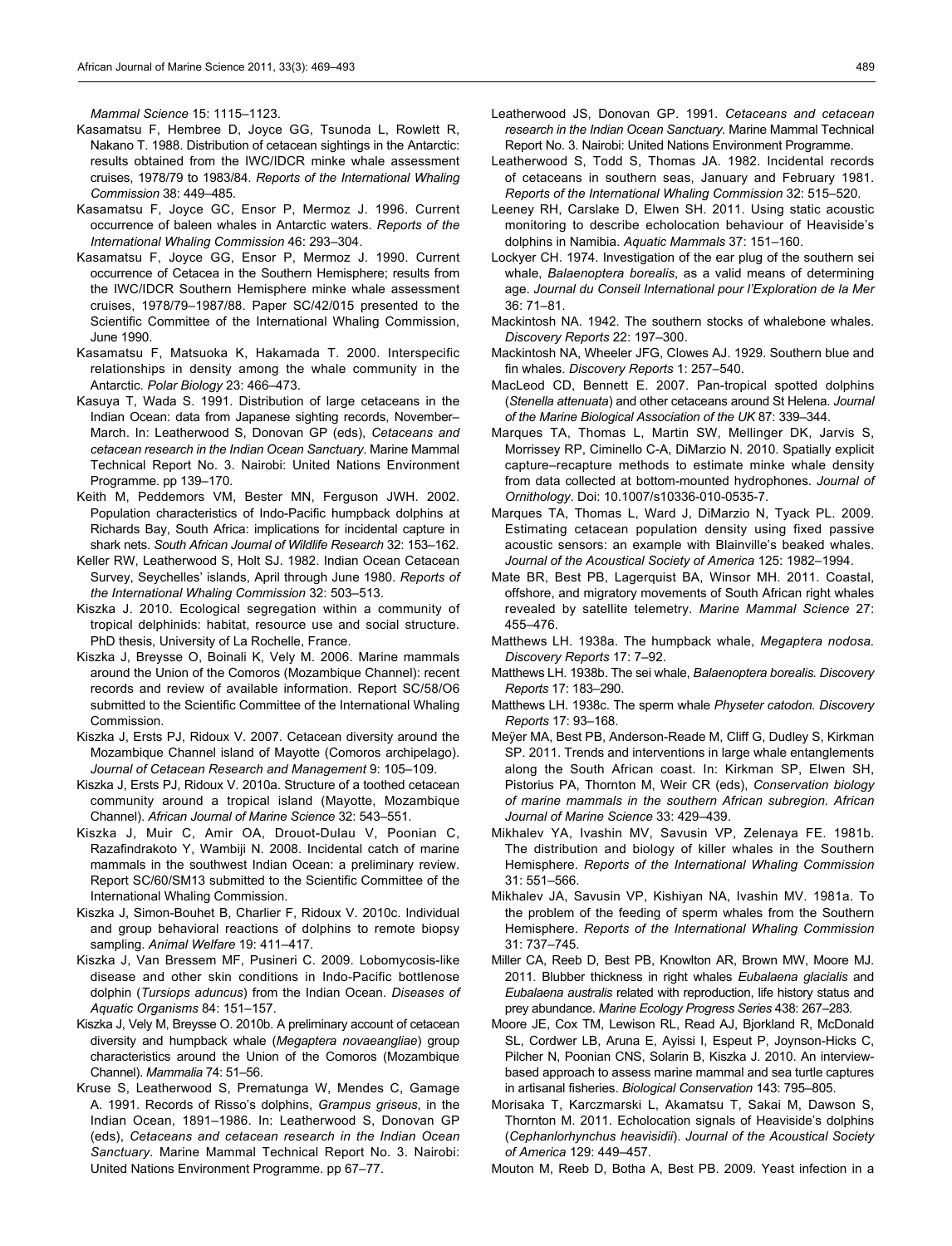*Mammal Science* 15: 1115–1123.

Kasamatsu F, Hembree D, Joyce GG, Tsunoda L, Rowlett R, Nakano T. 1988. Distribution of cetacean sightings in the Antarctic: results obtained from the IWC/IDCR minke whale assessment cruises, 1978/79 to 1983/84. *Reports of the International Whaling Commission* 38: 449–485.

Kasamatsu F, Joyce GC, Ensor P, Mermoz J. 1996. Current occurrence of baleen whales in Antarctic waters. *Reports of the International Whaling Commission* 46: 293–304.

Kasamatsu F, Joyce GG, Ensor P, Mermoz J. 1990. Current occurrence of Cetacea in the Southern Hemisphere; results from the IWC/IDCR Southern Hemisphere minke whale assessment cruises, 1978/79–1987/88. Paper SC/42/015 presented to the Scientific Committee of the International Whaling Commission, June 1990.

Kasamatsu F, Matsuoka K, Hakamada T. 2000. Interspecific relationships in density among the whale community in the Antarctic. *Polar Biology* 23: 466–473.

Kasuya T, Wada S. 1991. Distribution of large cetaceans in the Indian Ocean: data from Japanese sighting records, November–March. In: Leatherwood S, Donovan GP (eds), *Cetaceans and cetacean research in the Indian Ocean Sanctuary*. Marine Mammal Technical Report No. 3. Nairobi: United Nations Environment Programme. pp 139–170.

Keith M, Peddemors VM, Bester MN, Ferguson JWH. 2002. Population characteristics of Indo-Pacific humpback dolphins at Richards Bay, South Africa: implications for incidental capture in shark nets. *South African Journal of Wildlife Research* 32: 153–162.

Keller RW, Leatherwood S, Holt SJ. 1982. Indian Ocean Cetacean Survey, Seychelles' islands, April through June 1980. *Reports of the International Whaling Commission* 32: 503–513.

Kiszka J. 2010. Ecological segregation within a community of tropical delphinids: habitat, resource use and social structure. PhD thesis, University of La Rochelle, France.

Kiszka J, Breysse O, Boinali K, Vely M. 2006. Marine mammals around the Union of the Comoros (Mozambique Channel): recent records and review of available information. Report SC/58/O6 submitted to the Scientific Committee of the International Whaling Commission.

Kiszka J, Ersts PJ, Ridoux V. 2007. Cetacean diversity around the Mozambique Channel island of Mayotte (Comoros archipelago). *Journal of Cetacean Research and Management* 9: 105–109.

Kiszka J, Ersts PJ, Ridoux V. 2010a. Structure of a toothed cetacean community around a tropical island (Mayotte, Mozambique Channel). *African Journal of Marine Science* 32: 543–551.

Kiszka J, Muir C, Amir OA, Drouot-Dulau V, Poonian C, Razafindrakoto Y, Wambiji N. 2008. Incidental catch of marine mammals in the southwest Indian Ocean: a preliminary review. Report SC/60/SM13 submitted to the Scientific Committee of the International Whaling Commission.

Kiszka J, Simon-Bouhet B, Charlier F, Ridoux V. 2010c. Individual and group behavioral reactions of dolphins to remote biopsy sampling. *Animal Welfare* 19: 411–417.

Kiszka J, Van Bressem MF, Pusineri C. 2009. Lobomycosis-like disease and other skin conditions in Indo-Pacific bottlenose dolphin (*Tursiops aduncus*) from the Indian Ocean. *Diseases of Aquatic Organisms* 84: 151–157.

Kiszka J, Vely M, Breysse O. 2010b. A preliminary account of cetacean diversity and humpback whale (*Megaptera novaeangliae*) group characteristics around the Union of the Comoros (Mozambique Channel). *Mammalia* 74: 51–56.

Kruse S, Leatherwood S, Prematunga W, Mendes C, Gamage A. 1991. Records of Risso's dolphins, *Grampus griseus*, in the Indian Ocean, 1891–1986. In: Leatherwood S, Donovan GP (eds), *Cetaceans and cetacean research in the Indian Ocean Sanctuary*. Marine Mammal Technical Report No. 3. Nairobi: United Nations Environment Programme. pp 67–77.

Leatherwood JS, Donovan GP. 1991. *Cetaceans and cetacean research in the Indian Ocean Sanctuary.* Marine Mammal Technical Report No. 3. Nairobi: United Nations Environment Programme.

Leatherwood S, Todd S, Thomas JA. 1982. Incidental records of cetaceans in southern seas, January and February 1981. *Reports of the International Whaling Commission* 32: 515–520.

Leeney RH, Carslake D, Elwen SH. 2011. Using static acoustic monitoring to describe echolocation behaviour of Heaviside's dolphins in Namibia. *Aquatic Mammals* 37: 151–160.

Lockyer CH. 1974. Investigation of the ear plug of the southern sei whale, *Balaenoptera borealis*, as a valid means of determining age. *Journal du Conseil International pour l'Exploration de la Mer* 36: 71–81.

Mackintosh NA. 1942. The southern stocks of whalebone whales. *Discovery Reports* 22: 197–300.

Mackintosh NA, Wheeler JFG, Clowes AJ. 1929. Southern blue and fin whales. *Discovery Reports* 1: 257–540.

MacLeod CD, Bennett E. 2007. Pan-tropical spotted dolphins (*Stenella attenuata*) and other cetaceans around St Helena. *Journal of the Marine Biological Association of the UK* 87: 339–344.

Marques TA, Thomas L, Martin SW, Mellinger DK, Jarvis S, Morrissey RP, Ciminello C-A, DiMarzio N. 2010. Spatially explicit capture–recapture methods to estimate minke whale density from data collected at bottom-mounted hydrophones. *Journal of Ornithology*. Doi: 10.1007/s10336-010-0535-7.

Marques TA, Thomas L, Ward J, DiMarzio N, Tyack PL. 2009. Estimating cetacean population density using fixed passive acoustic sensors: an example with Blainville's beaked whales. *Journal of the Acoustical Society of America* 125: 1982–1994.

Mate BR, Best PB, Lagerquist BA, Winsor MH. 2011. Coastal, offshore, and migratory movements of South African right whales revealed by satellite telemetry. *Marine Mammal Science* 27: 455–476.

Matthews LH. 1938a. The humpback whale, *Megaptera nodosa. Discovery Reports* 17: 7–92.

Matthews LH. 1938b. The sei whale, *Balaenoptera borealis. Discovery Reports* 17: 183–290.

Matthews LH. 1938c. The sperm whale *Physeter catodon. Discovery Reports* 17: 93–168.

Meÿer MA, Best PB, Anderson-Reade M, Cliff G, Dudley S, Kirkman SP. 2011. Trends and interventions in large whale entanglements along the South African coast. In: Kirkman SP, Elwen SH, Pistorius PA, Thornton M, Weir CR (eds), *Conservation biology of marine mammals in the southern African subregion. African Journal of Marine Science* 33: 429–439.

Mikhalev YA, Ivashin MV, Savusin VP, Zelenaya FE. 1981b. The distribution and biology of killer whales in the Southern Hemisphere. *Reports of the International Whaling Commission* 31: 551–566.

Mikhalev JA, Savusin VP, Kishiyan NA, Ivashin MV. 1981a. To the problem of the feeding of sperm whales from the Southern Hemisphere. *Reports of the International Whaling Commission* 31: 737–745.

Miller CA, Reeb D, Best PB, Knowlton AR, Brown MW, Moore MJ. 2011. Blubber thickness in right whales *Eubalaena glacialis* and *Eubalaena australis* related with reproduction, life history status and prey abundance. *Marine Ecology Progress Series* 438: 267–283.

Moore JE, Cox TM, Lewison RL, Read AJ, Bjorkland R, McDonald SL, Cordwer LB, Aruna E, Ayissi I, Espeut P, Joynson-Hicks C, Pilcher N, Poonian CNS, Solarin B, Kiszka J. 2010. An interview-based approach to assess marine mammal and sea turtle captures in artisanal fisheries. *Biological Conservation* 143: 795–805.

Morisaka T, Karczmarski L, Akamatsu T, Sakai M, Dawson S, Thornton M. 2011. Echolocation signals of Heaviside's dolphins (*Cephanlorhynchus heavisidii*). *Journal of the Acoustical Society of America* 129: 449–457.

Mouton M, Reeb D, Botha A, Best PB. 2009. Yeast infection in a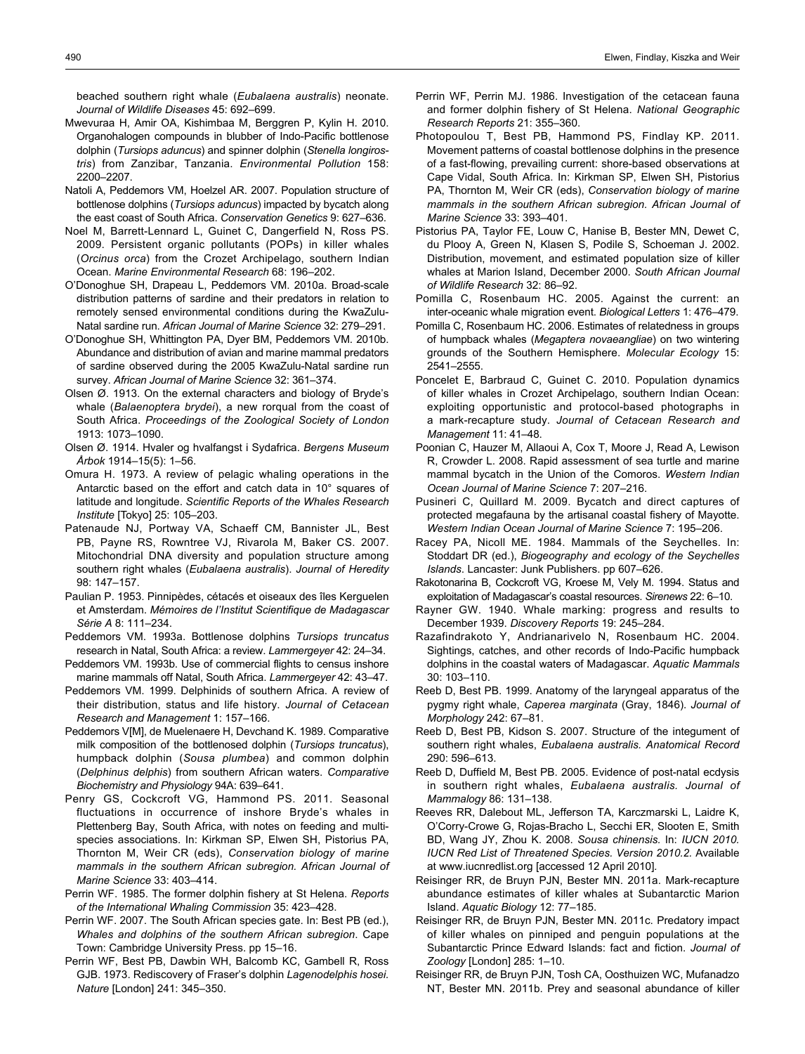beached southern right whale (*Eubalaena australis*) neonate. *Journal of Wildlife Diseases* 45: 692–699.

Mwevuraa H, Amir OA, Kishimbaa M, Berggren P, Kylin H. 2010. Organohalogen compounds in blubber of Indo-Pacific bottlenose dolphin (*Tursiops aduncus*) and spinner dolphin (*Stenella longirostris*) from Zanzibar, Tanzania. *Environmental Pollution* 158: 2200–2207.

Natoli A, Peddemors VM, Hoelzel AR. 2007. Population structure of bottlenose dolphins (*Tursiops aduncus*) impacted by bycatch along the east coast of South Africa. *Conservation Genetics* 9: 627–636.

Noel M, Barrett-Lennard L, Guinet C, Dangerfield N, Ross PS. 2009. Persistent organic pollutants (POPs) in killer whales (*Orcinus orca*) from the Crozet Archipelago, southern Indian Ocean. *Marine Environmental Research* 68: 196–202.

O'Donoghue SH, Drapeau L, Peddemors VM. 2010a. Broad-scale distribution patterns of sardine and their predators in relation to remotely sensed environmental conditions during the KwaZulu-Natal sardine run. *African Journal of Marine Science* 32: 279–291.

O'Donoghue SH, Whittington PA, Dyer BM, Peddemors VM. 2010b. Abundance and distribution of avian and marine mammal predators of sardine observed during the 2005 KwaZulu-Natal sardine run survey. *African Journal of Marine Science* 32: 361–374.

Olsen Ø. 1913. On the external characters and biology of Bryde's whale (*Balaenoptera brydei*), a new rorqual from the coast of South Africa. *Proceedings of the Zoological Society of London* 1913: 1073–1090.

Olsen Ø. 1914. Hvaler og hvalfangst i Sydafrica. *Bergens Museum Årbok* 1914–15(5): 1–56.

Omura H. 1973. A review of pelagic whaling operations in the Antarctic based on the effort and catch data in 10° squares of latitude and longitude. *Scientific Reports of the Whales Research Institute* [Tokyo] 25: 105–203.

Patenaude NJ, Portway VA, Schaeff CM, Bannister JL, Best PB, Payne RS, Rowntree VJ, Rivarola M, Baker CS. 2007. Mitochondrial DNA diversity and population structure among southern right whales (*Eubalaena australis*). *Journal of Heredity* 98: 147–157.

Paulian P. 1953. Pinnipèdes, cétacés et oiseaux des îles Kerguelen et Amsterdam. *Mémoires de l'Institut Scientifique de Madagascar Série A* 8: 111–234.

Peddemors VM. 1993a. Bottlenose dolphins *Tursiops truncatus* research in Natal, South Africa: a review. *Lammergeyer* 42: 24–34.

Peddemors VM. 1993b. Use of commercial flights to census inshore marine mammals off Natal, South Africa. *Lammergeyer* 42: 43–47.

Peddemors VM. 1999. Delphinids of southern Africa. A review of their distribution, status and life history. *Journal of Cetacean Research and Management* 1: 157–166.

Peddemors V[M], de Muelenaere H, Devchand K. 1989. Comparative milk composition of the bottlenosed dolphin (*Tursiops truncatus*), humpback dolphin (*Sousa plumbea*) and common dolphin (*Delphinus delphis*) from southern African waters. *Comparative Biochemistry and Physiology* 94A: 639–641.

Penry GS, Cockcroft VG, Hammond PS. 2011. Seasonal fluctuations in occurrence of inshore Bryde's whales in Plettenberg Bay, South Africa, with notes on feeding and multi-species associations. In: Kirkman SP, Elwen SH, Pistorius PA, Thornton M, Weir CR (eds), *Conservation biology of marine mammals in the southern African subregion. African Journal of Marine Science* 33: 403–414.

Perrin WF. 1985. The former dolphin fishery at St Helena. *Reports of the International Whaling Commission* 35: 423–428.

Perrin WF. 2007. The South African species gate. In: Best PB (ed.), *Whales and dolphins of the southern African subregion*. Cape Town: Cambridge University Press. pp 15–16.

Perrin WF, Best PB, Dawbin WH, Balcomb KC, Gambell R, Ross GJB. 1973. Rediscovery of Fraser's dolphin *Lagenodelphis hosei*. *Nature* [London] 241: 345–350.

Perrin WF, Perrin MJ. 1986. Investigation of the cetacean fauna and former dolphin fishery of St Helena. *National Geographic Research Reports* 21: 355–360.

Photopoulou T, Best PB, Hammond PS, Findlay KP. 2011. Movement patterns of coastal bottlenose dolphins in the presence of a fast-flowing, prevailing current: shore-based observations at Cape Vidal, South Africa. In: Kirkman SP, Elwen SH, Pistorius PA, Thornton M, Weir CR (eds), *Conservation biology of marine mammals in the southern African subregion. African Journal of Marine Science* 33: 393–401.

Pistorius PA, Taylor FE, Louw C, Hanise B, Bester MN, Dewet C, du Plooy A, Green N, Klasen S, Podile S, Schoeman J. 2002. Distribution, movement, and estimated population size of killer whales at Marion Island, December 2000. *South African Journal of Wildlife Research* 32: 86–92.

Pomilla C, Rosenbaum HC. 2005. Against the current: an inter-oceanic whale migration event. *Biological Letters* 1: 476–479.

Pomilla C, Rosenbaum HC. 2006. Estimates of relatedness in groups of humpback whales (*Megaptera novaeangliae*) on two wintering grounds of the Southern Hemisphere. *Molecular Ecology* 15: 2541–2555.

Poncelet E, Barbraud C, Guinet C. 2010. Population dynamics of killer whales in Crozet Archipelago, southern Indian Ocean: exploiting opportunistic and protocol-based photographs in a mark-recapture study. *Journal of Cetacean Research and Management* 11: 41–48.

Poonian C, Hauzer M, Allaoui A, Cox T, Moore J, Read A, Lewison R, Crowder L. 2008. Rapid assessment of sea turtle and marine mammal bycatch in the Union of the Comoros. *Western Indian Ocean Journal of Marine Science* 7: 207–216.

Pusineri C, Quillard M. 2009. Bycatch and direct captures of protected megafauna by the artisanal coastal fishery of Mayotte. *Western Indian Ocean Journal of Marine Science* 7: 195–206.

Racey PA, Nicoll ME. 1984. Mammals of the Seychelles. In: Stoddart DR (ed.), *Biogeography and ecology of the Seychelles Islands*. Lancaster: Junk Publishers. pp 607–626.

Rakotonarina B, Cockcroft VG, Kroese M, Vely M. 1994. Status and exploitation of Madagascar's coastal resources. *Sirenews* 22: 6–10.

Rayner GW. 1940. Whale marking: progress and results to December 1939. *Discovery Reports* 19: 245–284.

Razafindrakoto Y, Andrianarivelo N, Rosenbaum HC. 2004. Sightings, catches, and other records of Indo-Pacific humpback dolphins in the coastal waters of Madagascar. *Aquatic Mammals* 30: 103–110.

Reeb D, Best PB. 1999. Anatomy of the laryngeal apparatus of the pygmy right whale, *Caperea marginata* (Gray, 1846). *Journal of Morphology* 242: 67–81.

Reeb D, Best PB, Kidson S. 2007. Structure of the integument of southern right whales, *Eubalaena australis. Anatomical Record* 290: 596–613.

Reeb D, Duffield M, Best PB. 2005. Evidence of post-natal ecdysis in southern right whales, *Eubalaena australis. Journal of Mammalogy* 86: 131–138.

Reeves RR, Dalebout ML, Jefferson TA, Karczmarski L, Laidre K, O'Corry-Crowe G, Rojas-Bracho L, Secchi ER, Slooten E, Smith BD, Wang JY, Zhou K. 2008. *Sousa chinensis.* In: *IUCN 2010. IUCN Red List of Threatened Species. Version 2010.2.* Available at www.iucnredlist.org [accessed 12 April 2010].

Reisinger RR, de Bruyn PJN, Bester MN. 2011a. Mark-recapture abundance estimates of killer whales at Subantarctic Marion Island. *Aquatic Biology* 12: 77–185.

Reisinger RR, de Bruyn PJN, Bester MN. 2011c. Predatory impact of killer whales on pinniped and penguin populations at the Subantarctic Prince Edward Islands: fact and fiction. *Journal of Zoology* [London] 285: 1–10.

Reisinger RR, de Bruyn PJN, Tosh CA, Oosthuizen WC, Mufanadzo NT, Bester MN. 2011b. Prey and seasonal abundance of killer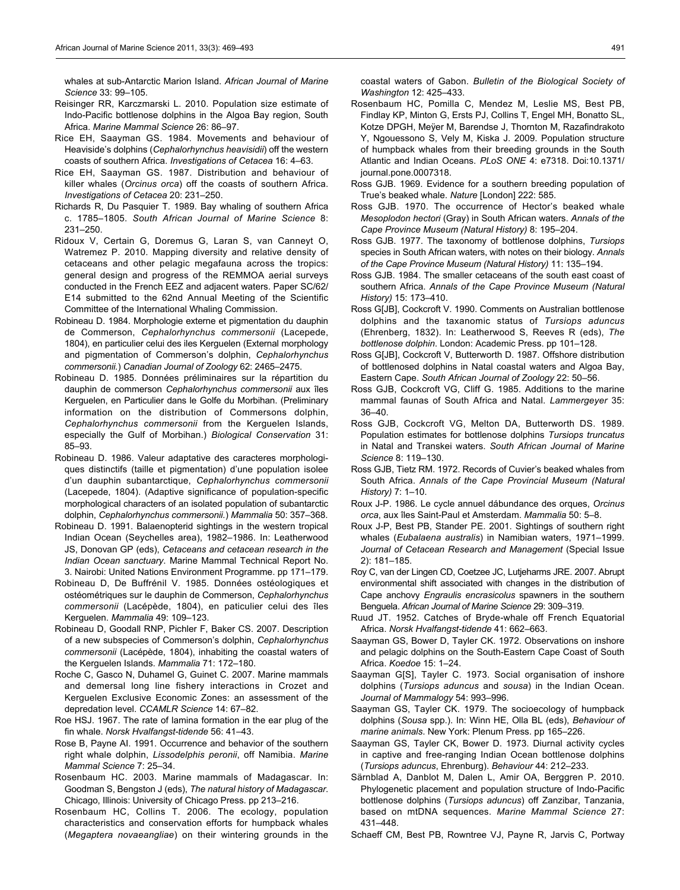whales at sub-Antarctic Marion Island. *African Journal of Marine Science* 33: 99–105.

Reisinger RR, Karczmarski L. 2010. Population size estimate of Indo-Pacific bottlenose dolphins in the Algoa Bay region, South Africa. *Marine Mammal Science* 26: 86–97.

Rice EH, Saayman GS. 1984. Movements and behaviour of Heaviside's dolphins (*Cephalorhynchus heavisidii*) off the western coasts of southern Africa. *Investigations of Cetacea* 16: 4–63.

Rice EH, Saayman GS. 1987. Distribution and behaviour of killer whales (*Orcinus orca*) off the coasts of southern Africa. *Investigations of Cetacea* 20: 231–250.

Richards R, Du Pasquier T. 1989. Bay whaling of southern Africa c. 1785–1805. *South African Journal of Marine Science* 8: 231–250.

Ridoux V, Certain G, Doremus G, Laran S, van Canneyt O, Watremez P. 2010. Mapping diversity and relative density of cetaceans and other pelagic megafauna across the tropics: general design and progress of the REMMOA aerial surveys conducted in the French EEZ and adjacent waters. Paper SC/62/E14 submitted to the 62nd Annual Meeting of the Scientific Committee of the International Whaling Commission.

Robineau D. 1984. Morphologie externe et pigmentation du dauphin de Commerson, *Cephalorhynchus commersonii* (Lacepede, 1804), en particulier celui des iles Kerguelen (External morphology and pigmentation of Commerson's dolphin, *Cephalorhynchus commersonii.*) *Canadian Journal of Zoology* 62: 2465–2475.

Robineau D. 1985. Données préliminaires sur la répartition du dauphin de commerson *Cephalorhynchus commersonii* aux îles Kerguelen, en Particulier dans le Golfe du Morbihan. (Preliminary information on the distribution of Commersons dolphin, *Cephalorhynchus commersonii* from the Kerguelen Islands, especially the Gulf of Morbihan.) *Biological Conservation* 31: 85–93.

Robineau D. 1986. Valeur adaptative des caracteres morphologiques distinctifs (taille et pigmentation) d'une population isolee d'un dauphin subantarctique, *Cephalorhynchus commersonii* (Lacepede, 1804). (Adaptive significance of population-specific morphological characters of an isolated population of subantarctic dolphin, *Cephalorhynchus commersonii.*) *Mammalia* 50: 357–368.

Robineau D. 1991. Balaenopterid sightings in the western tropical Indian Ocean (Seychelles area), 1982–1986. In: Leatherwood JS, Donovan GP (eds), *Cetaceans and cetacean research in the Indian Ocean sanctuary*. Marine Mammal Technical Report No. 3. Nairobi: United Nations Environment Programme. pp 171–179.

Robineau D, De Buffrénil V. 1985. Données ostéologiques et ostéométriques sur le dauphin de Commerson, *Cephalorhynchus commersonii* (Lacépède, 1804), en paticulier celui des îles Kerguelen. *Mammalia* 49: 109–123.

Robineau D, Goodall RNP, Pichler F, Baker CS. 2007. Description of a new subspecies of Commerson's dolphin, *Cephalorhynchus commersonii* (Lacépède, 1804), inhabiting the coastal waters of the Kerguelen Islands. *Mammalia* 71: 172–180.

Roche C, Gasco N, Duhamel G, Guinet C. 2007. Marine mammals and demersal long line fishery interactions in Crozet and Kerguelen Exclusive Economic Zones: an assessment of the depredation level. *CCAMLR Science* 14: 67–82.

Roe HSJ. 1967. The rate of lamina formation in the ear plug of the fin whale. *Norsk Hvalfangst-tidende* 56: 41–43.

Rose B, Payne AI. 1991. Occurrence and behavior of the southern right whale dolphin, *Lissodelphis peronii*, off Namibia. *Marine Mammal Science* 7: 25–34.

Rosenbaum HC. 2003. Marine mammals of Madagascar. In: Goodman S, Bengston J (eds), *The natural history of Madagascar*. Chicago, Illinois: University of Chicago Press. pp 213–216.

Rosenbaum HC, Collins T. 2006. The ecology, population characteristics and conservation efforts for humpback whales (*Megaptera novaeangliae*) on their wintering grounds in the coastal waters of Gabon. *Bulletin of the Biological Society of Washington* 12: 425–433.

Rosenbaum HC, Pomilla C, Mendez M, Leslie MS, Best PB, Findlay KP, Minton G, Ersts PJ, Collins T, Engel MH, Bonatto SL, Kotze DPGH, Meÿer M, Barendse J, Thornton M, Razafindrakoto Y, Ngouessono S, Vely M, Kiska J. 2009. Population structure of humpback whales from their breeding grounds in the South Atlantic and Indian Oceans. *PLoS ONE* 4: e7318. Doi:10.1371/journal.pone.0007318.

Ross GJB. 1969. Evidence for a southern breeding population of True's beaked whale. *Nature* [London] 222: 585.

Ross GJB. 1970. The occurrence of Hector's beaked whale *Mesoplodon hectori* (Gray) in South African waters. *Annals of the Cape Province Museum (Natural History)* 8: 195–204.

Ross GJB. 1977. The taxonomy of bottlenose dolphins, *Tursiops* species in South African waters, with notes on their biology. *Annals of the Cape Province Museum (Natural History)* 11: 135–194.

Ross GJB. 1984. The smaller cetaceans of the south east coast of southern Africa. *Annals of the Cape Province Museum (Natural History)* 15: 173–410.

Ross G[JB], Cockcroft V. 1990. Comments on Australian bottlenose dolphins and the taxonomic status of *Tursiops aduncus* (Ehrenberg, 1832). In: Leatherwood S, Reeves R (eds), *The bottlenose dolphin*. London: Academic Press. pp 101–128.

Ross G[JB], Cockcroft V, Butterworth D. 1987. Offshore distribution of bottlenosed dolphins in Natal coastal waters and Algoa Bay, Eastern Cape. *South African Journal of Zoology* 22: 50–56.

Ross GJB, Cockcroft VG, Cliff G. 1985. Additions to the marine mammal faunas of South Africa and Natal. *Lammergeyer* 35: 36–40.

Ross GJB, Cockcroft VG, Melton DA, Butterworth DS. 1989. Population estimates for bottlenose dolphins *Tursiops truncatus* in Natal and Transkei waters. *South African Journal of Marine Science* 8: 119–130.

Ross GJB, Tietz RM. 1972. Records of Cuvier's beaked whales from South Africa. *Annals of the Cape Provincial Museum (Natural History)* 7: 1–10.

Roux J-P. 1986. Le cycle annuel dábundance des orques, *Orcinus orca*, aux îles Saint-Paul et Amsterdam. *Mammalia* 50: 5–8.

Roux J-P, Best PB, Stander PE. 2001. Sightings of southern right whales (*Eubalaena australis*) in Namibian waters, 1971–1999. *Journal of Cetacean Research and Management* (Special Issue 2): 181–185.

Roy C, van der Lingen CD, Coetzee JC, Lutjeharms JRE. 2007. Abrupt environmental shift associated with changes in the distribution of Cape anchovy *Engraulis encrasicolus* spawners in the southern Benguela. *African Journal of Marine Science* 29: 309–319.

Ruud JT. 1952. Catches of Bryde-whale off French Equatorial Africa. *Norsk Hvalfangst-tidende* 41: 662–663.

Saayman GS, Bower D, Tayler CK. 1972. Observations on inshore and pelagic dolphins on the South-Eastern Cape Coast of South Africa. *Koedoe* 15: 1–24.

Saayman G[S], Tayler C. 1973. Social organisation of inshore dolphins (*Tursiops aduncus* and *sousa*) in the Indian Ocean. *Journal of Mammalogy* 54: 993–996.

Saayman GS, Tayler CK. 1979. The socioecology of humpback dolphins (*Sousa* spp.). In: Winn HE, Olla BL (eds), *Behaviour of marine animals*. New York: Plenum Press. pp 165–226.

Saayman GS, Tayler CK, Bower D. 1973. Diurnal activity cycles in captive and free-ranging Indian Ocean bottlenose dolphins (*Tursiops aduncus*, Ehrenburg). *Behaviour* 44: 212–233.

Särnblad A, Danblot M, Dalen L, Amir OA, Berggren P. 2010. Phylogenetic placement and population structure of Indo-Pacific bottlenose dolphins (*Tursiops aduncus*) off Zanzibar, Tanzania, based on mtDNA sequences. *Marine Mammal Science* 27: 431–448.

Schaeff CM, Best PB, Rowntree VJ, Payne R, Jarvis C, Portway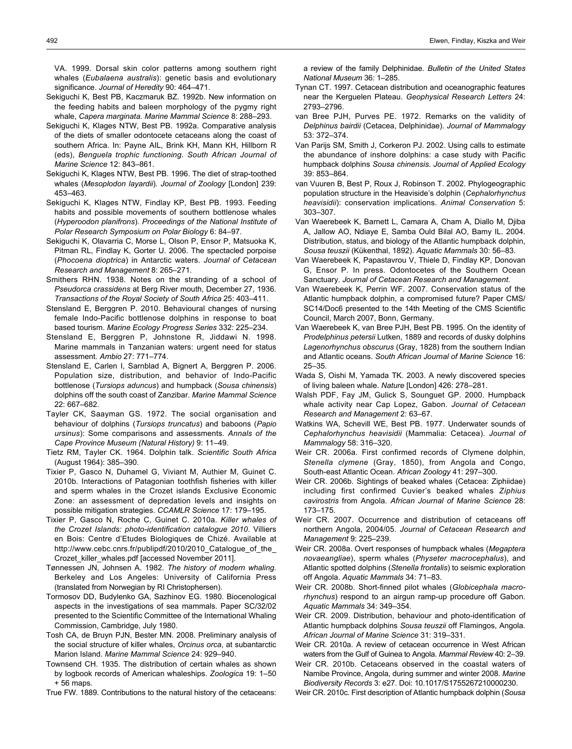VA. 1999. Dorsal skin color patterns among southern right whales (*Eubalaena australis*): genetic basis and evolutionary significance. *Journal of Heredity* 90: 464–471.

Sekiguchi K, Best PB, Kaczmaruk BZ. 1992b. New information on the feeding habits and baleen morphology of the pygmy right whale, *Capera marginata*. *Marine Mammal Science* 8: 288–293.

Sekiguchi K, Klages NTW, Best PB. 1992a. Comparative analysis of the diets of smaller odontocete cetaceans along the coast of southern Africa. In: Payne AIL, Brink KH, Mann KH, Hillborn R (eds), *Benguela trophic functioning*. *South African Journal of Marine Science* 12: 843–861.

Sekiguchi K, Klages NTW, Best PB. 1996. The diet of strap-toothed whales (*Mesoplodon layardii*). *Journal of Zoology* [London] 239: 453–463.

Sekiguchi K, Klages NTW, Findlay KP, Best PB. 1993. Feeding habits and possible movements of southern bottlenose whales (*Hyperoodon planifrons*). *Proceedings of the National Institute of Polar Research Symposium on Polar Biology* 6: 84–97.

Sekiguchi K, Olavarria C, Morse L, Olson P, Ensor P, Matsuoka K, Pitman RL, Findlay K, Gorter U. 2006. The spectacled porpoise (*Phocoena dioptrica*) in Antarctic waters. *Journal of Cetacean Research and Management* 8: 265–271.

Smithers RHN. 1938. Notes on the stranding of a school of *Pseudorca crassidens* at Berg River mouth, December 27, 1936. *Transactions of the Royal Society of South Africa* 25: 403–411.

Stensland E, Berggren P. 2010. Behavioural changes of nursing female Indo-Pacific bottlenose dolphins in response to boat based tourism. *Marine Ecology Progress Series* 332: 225–234.

Stensland E, Berggren P, Johnstone R, Jiddawi N. 1998. Marine mammals in Tanzanian waters: urgent need for status assessment. *Ambio* 27: 771–774.

Stensland E, Carlen I, Sarnblad A, Bignert A, Berggren P. 2006. Population size, distribution, and behavior of Indo-Pacific bottlenose (*Tursiops aduncus*) and humpback (*Sousa chinensis*) dolphins off the south coast of Zanzibar. *Marine Mammal Science* 22: 667–682.

Tayler CK, Saayman GS. 1972. The social organisation and behaviour of dolphins (*Tursiops truncatus*) and baboons (*Papio ursinus*): Some comparisons and assessments. *Annals of the Cape Province Museum (Natural History)* 9: 11–49.

Tietz RM, Tayler CK. 1964. Dolphin talk. *Scientific South Africa* (August 1964): 385–390.

Tixier P, Gasco N, Duhamel G, Viviant M, Authier M, Guinet C. 2010b. Interactions of Patagonian toothfish fisheries with killer and sperm whales in the Crozet islands Exclusive Economic Zone: an assessment of depredation levels and insights on possible mitigation strategies. *CCAMLR Science* 17: 179–195.

Tixier P, Gasco N, Roche C, Guinet C. 2010a. *Killer whales of the Crozet Islands: photo-identification catalogue 2010*. Villiers en Bois: Centre d'Etudes Biologiques de Chizé. Available at http://www.cebc.cnrs.fr/publipdf/2010/2010_Catalogue_of_the_Crozet_killer_whales.pdf [accessed November 2011].

Tønnessen JN, Johnsen A. 1982. *The history of modern whaling*. Berkeley and Los Angeles: University of California Press (translated from Norwegian by RI Christophersen).

Tormosov DD, Budylenko GA, Sazhinov EG. 1980. Biocenological aspects in the investigations of sea mammals. Paper SC/32/02 presented to the Scientific Committee of the International Whaling Commission, Cambridge, July 1980.

Tosh CA, de Bruyn PJN, Bester MN. 2008. Preliminary analysis of the social structure of killer whales, *Orcinus orca*, at subantarctic Marion Island. *Marine Mammal Science* 24: 929–940.

Townsend CH. 1935. The distribution of certain whales as shown by logbook records of American whaleships. *Zoologica* 19: 1–50 + 56 maps.

True FW. 1889. Contributions to the natural history of the cetaceans: a review of the family Delphinidae. *Bulletin of the United States National Museum* 36: 1–285.

Tynan CT. 1997. Cetacean distribution and oceanographic features near the Kerguelen Plateau. *Geophysical Research Letters* 24: 2793–2796.

van Bree PJH, Purves PE. 1972. Remarks on the validity of *Delphinus bairdii* (Cetacea, Delphinidae). *Journal of Mammalogy* 53: 372–374.

Van Parijs SM, Smith J, Corkeron PJ. 2002. Using calls to estimate the abundance of inshore dolphins: a case study with Pacific humpback dolphins *Sousa chinensis*. *Journal of Applied Ecology* 39: 853–864.

van Vuuren B, Best P, Roux J, Robinson T. 2002. Phylogeographic population structure in the Heaviside's dolphin (*Cephalorhynchus heavisidii*): conservation implications. *Animal Conservation* 5: 303–307.

Van Waerebeek K, Barnett L, Camara A, Cham A, Diallo M, Djiba A, Jallow AO, Ndiaye E, Samba Ould Bilal AO, Bamy IL. 2004. Distribution, status, and biology of the Atlantic humpback dolphin, *Sousa teuszii* (Kükenthal, 1892). *Aquatic Mammals* 30: 56–83.

Van Waerebeek K, Papastavrou V, Thiele D, Findlay KP, Donovan G, Ensor P. In press. Odontocetes of the Southern Ocean Sanctuary. *Journal of Cetacean Research and Management*.

Van Waerebeek K, Perrin WF. 2007. Conservation status of the Atlantic humpback dolphin, a compromised future? Paper CMS/SC14/Doc6 presented to the 14th Meeting of the CMS Scientific Council, March 2007, Bonn, Germany.

Van Waerebeek K, van Bree PJH, Best PB. 1995. On the identity of *Prodelphinus petersii* Lutken, 1889 and records of dusky dolphins *Lagenorhynchus obscurus* (Gray, 1828) from the southern Indian and Atlantic oceans. *South African Journal of Marine Science* 16: 25–35.

Wada S, Oishi M, Yamada TK. 2003. A newly discovered species of living baleen whale. *Nature* [London] 426: 278–281.

Walsh PDF, Fay JM, Gulick S, Sounguet GP. 2000. Humpback whale activity near Cap Lopez, Gabon. *Journal of Cetacean Research and Management* 2: 63–67.

Watkins WA, Schevill WE, Best PB. 1977. Underwater sounds of *Cephalorhynchus heavisidii* (Mammalia: Cetacea). *Journal of Mammalogy* 58: 316–320.

Weir CR. 2006a. First confirmed records of Clymene dolphin, *Stenella clymene* (Gray, 1850), from Angola and Congo, South-east Atlantic Ocean. *African Zoology* 41: 297–300.

Weir CR. 2006b. Sightings of beaked whales (Cetacea: Ziphiidae) including first confirmed Cuvier's beaked whales *Ziphius cavirostris* from Angola. *African Journal of Marine Science* 28: 173–175.

Weir CR. 2007. Occurrence and distribution of cetaceans off northern Angola, 2004/05. *Journal of Cetacean Research and Management* 9: 225–239.

Weir CR. 2008a. Overt responses of humpback whales (*Megaptera novaeangliae*), sperm whales (*Physeter macrocephalus*), and Atlantic spotted dolphins (*Stenella frontalis*) to seismic exploration off Angola. *Aquatic Mammals* 34: 71–83.

Weir CR. 2008b. Short-finned pilot whales (*Globicephala macrorhynchus*) respond to an airgun ramp-up procedure off Gabon. *Aquatic Mammals* 34: 349–354.

Weir CR. 2009. Distribution, behaviour and photo-identification of Atlantic humpback dolphins *Sousa teuszii* off Flamingos, Angola. *African Journal of Marine Science* 31: 319–331.

Weir CR. 2010a. A review of cetacean occurrence in West African waters from the Gulf of Guinea to Angola. *Mammal Review* 40: 2–39.

Weir CR. 2010b. Cetaceans observed in the coastal waters of Namibe Province, Angola, during summer and winter 2008. *Marine Biodiversity Records* 3: e27. Doi: 10.1017/S1755267210000230.

Weir CR. 2010c. First description of Atlantic humpback dolphin (*Sousa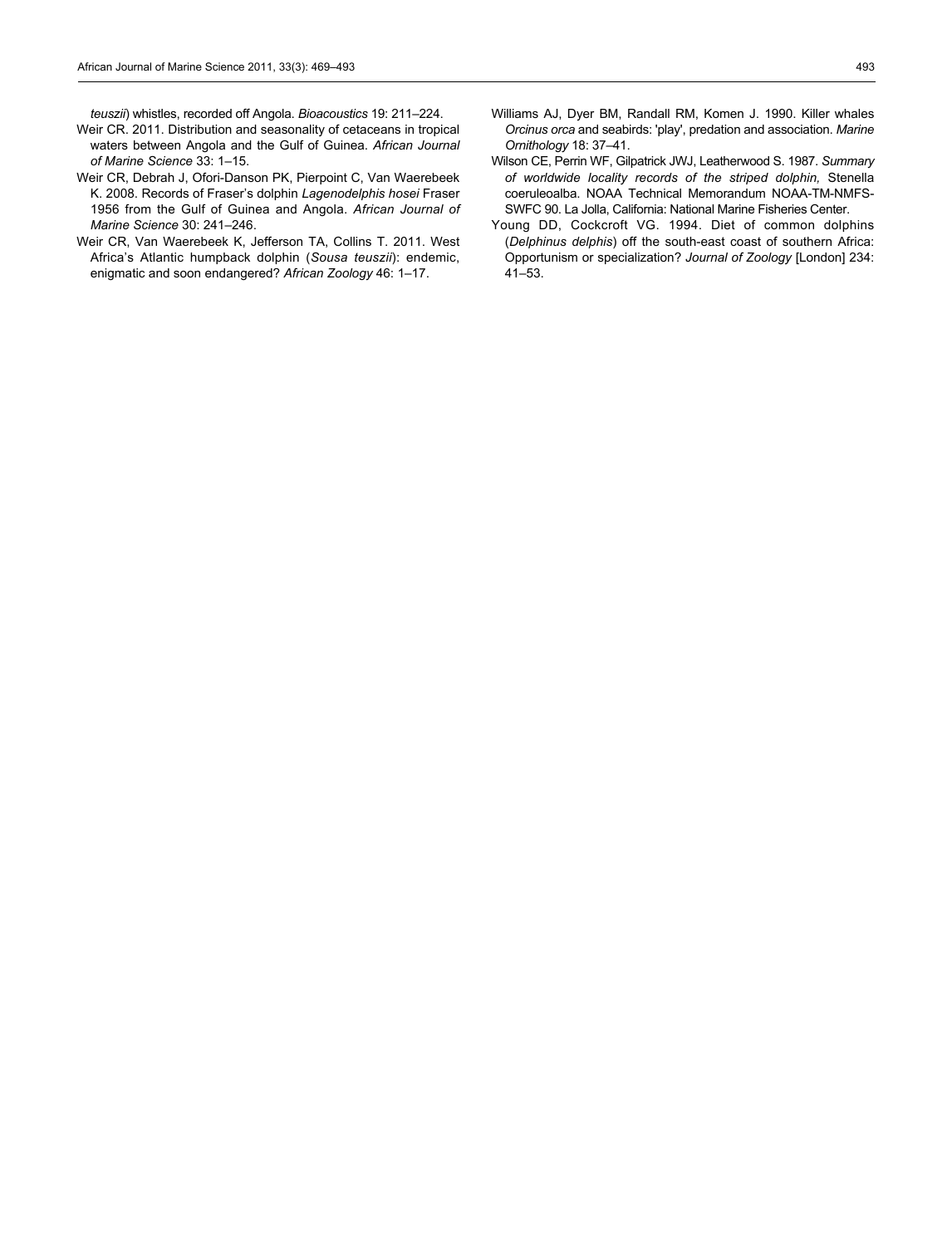*teuszii*) whistles, recorded off Angola. *Bioacoustics* 19: 211–224.

Weir CR. 2011. Distribution and seasonality of cetaceans in tropical waters between Angola and the Gulf of Guinea. *African Journal of Marine Science* 33: 1–15.

Weir CR, Debrah J, Ofori-Danson PK, Pierpoint C, Van Waerebeek K. 2008. Records of Fraser's dolphin *Lagenodelphis hosei* Fraser 1956 from the Gulf of Guinea and Angola. *African Journal of Marine Science* 30: 241–246.

Weir CR, Van Waerebeek K, Jefferson TA, Collins T. 2011. West Africa's Atlantic humpback dolphin (*Sousa teuszii*): endemic, enigmatic and soon endangered? *African Zoology* 46: 1–17.

Williams AJ, Dyer BM, Randall RM, Komen J. 1990. Killer whales *Orcinus orca* and seabirds: 'play', predation and association. *Marine Ornithology* 18: 37–41.

Wilson CE, Perrin WF, Gilpatrick JWJ, Leatherwood S. 1987. *Summary of worldwide locality records of the striped dolphin,* Stenella coeruleoalba. NOAA Technical Memorandum NOAA-TM-NMFS-SWFC 90. La Jolla, California: National Marine Fisheries Center.

Young DD, Cockcroft VG. 1994. Diet of common dolphins (*Delphinus delphis*) off the south-east coast of southern Africa: Opportunism or specialization? *Journal of Zoology* [London] 234: 41–53.